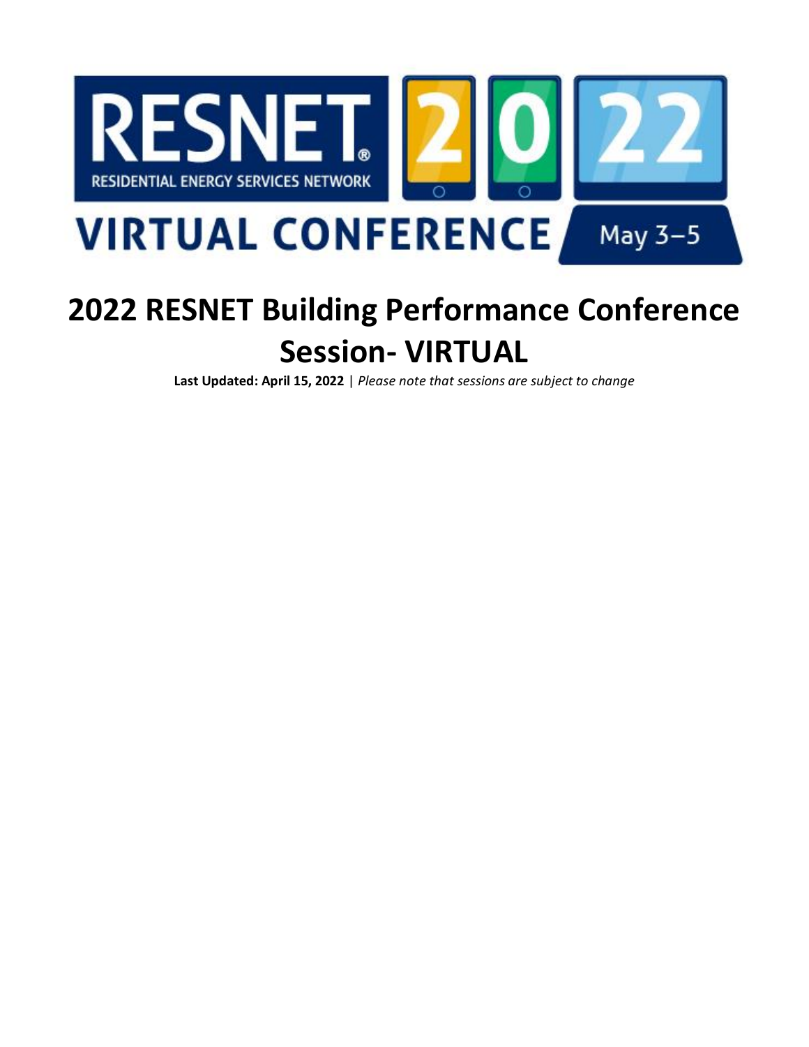# 2022 RESNET Building Performance Conference Session- VIRTUAL

**Last Updated: April 15, 2022** | *Please note that sessions are subject to change*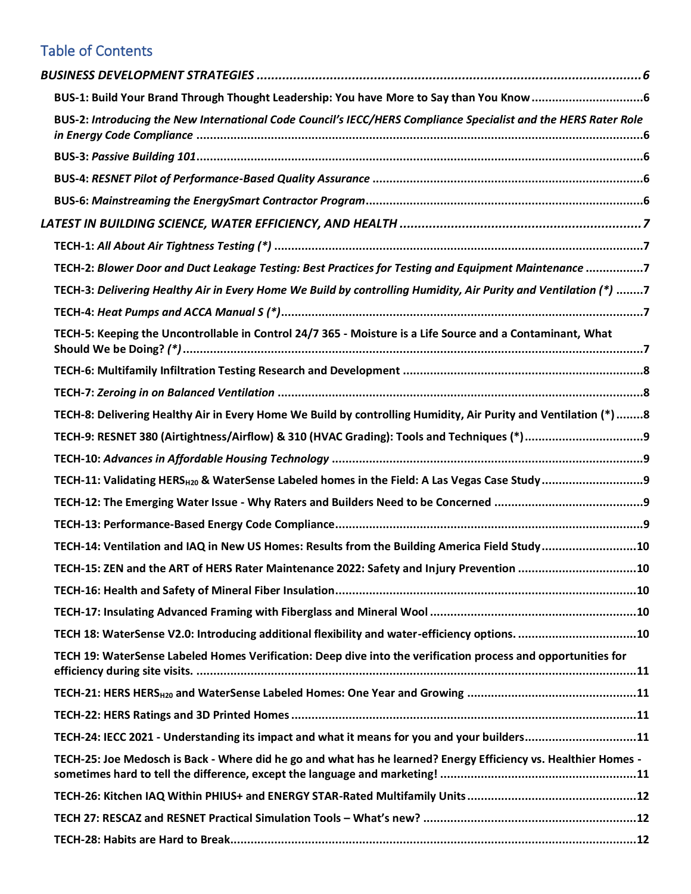# Table of Contents

*BUSINESS DEVELOPMENT STRATEGIES* ..... 6

**BUS-1: Build Your Brand Through Thought Leadership: You have More to Say than You Know** ..... 6

**BUS-2:** *Introducing the New International Code Council's IECC/HERS Compliance Specialist and the HERS Rater Role in Energy Code Compliance* ..... 6

**BUS-3:** *Passive Building 101* ..... 6

**BUS-4:** *RESNET Pilot of Performance-Based Quality Assurance* ..... 6

**BUS-6:** *Mainstreaming the EnergySmart Contractor Program* ..... 6

*LATEST IN BUILDING SCIENCE, WATER EFFICIENCY, AND HEALTH* ..... 7

**TECH-1:** *All About Air Tightness Testing (*)* ..... 7

**TECH-2:** *Blower Door and Duct Leakage Testing: Best Practices for Testing and Equipment Maintenance* ..... 7

**TECH-3:** *Delivering Healthy Air in Every Home We Build by controlling Humidity, Air Purity and Ventilation (*)* ..... 7

**TECH-4:** *Heat Pumps and ACCA Manual S (*)* ..... 7

**TECH-5: Keeping the Uncontrollable in Control 24/7 365 - Moisture is a Life Source and a Contaminant, What Should We be Doing?** *(*)* ..... 7

**TECH-6: Multifamily Infiltration Testing Research and Development** ..... 8

**TECH-7:** *Zeroing in on Balanced Ventilation* ..... 8

**TECH-8: Delivering Healthy Air in Every Home We Build by controlling Humidity, Air Purity and Ventilation (*)** ..... 8

**TECH-9: RESNET 380 (Airtightness/Airflow) & 310 (HVAC Grading): Tools and Techniques (*)** ..... 9

**TECH-10:** *Advances in Affordable Housing Technology* ..... 9

**TECH-11: Validating HERS$_{H20}$ & WaterSense Labeled homes in the Field: A Las Vegas Case Study** ..... 9

**TECH-12: The Emerging Water Issue - Why Raters and Builders Need to be Concerned** ..... 9

**TECH-13: Performance-Based Energy Code Compliance** ..... 9

**TECH-14: Ventilation and IAQ in New US Homes: Results from the Building America Field Study** ..... 10

**TECH-15: ZEN and the ART of HERS Rater Maintenance 2022: Safety and Injury Prevention** ..... 10

**TECH-16: Health and Safety of Mineral Fiber Insulation** ..... 10

**TECH-17: Insulating Advanced Framing with Fiberglass and Mineral Wool** ..... 10

**TECH 18: WaterSense V2.0: Introducing additional flexibility and water-efficiency options.** ..... 10

**TECH 19: WaterSense Labeled Homes Verification: Deep dive into the verification process and opportunities for efficiency during site visits.** ..... 11

**TECH-21: HERS HERS$_{H20}$ and WaterSense Labeled Homes: One Year and Growing** ..... 11

**TECH-22: HERS Ratings and 3D Printed Homes** ..... 11

**TECH-24: IECC 2021 - Understanding its impact and what it means for you and your builders** ..... 11

**TECH-25: Joe Medosch is Back - Where did he go and what has he learned? Energy Efficiency vs. Healthier Homes - sometimes hard to tell the difference, except the language and marketing!** ..... 11

**TECH-26: Kitchen IAQ Within PHIUS+ and ENERGY STAR-Rated Multifamily Units** ..... 12

**TECH 27: RESCAZ and RESNET Practical Simulation Tools – What's new?** ..... 12

**TECH-28: Habits are Hard to Break** ..... 12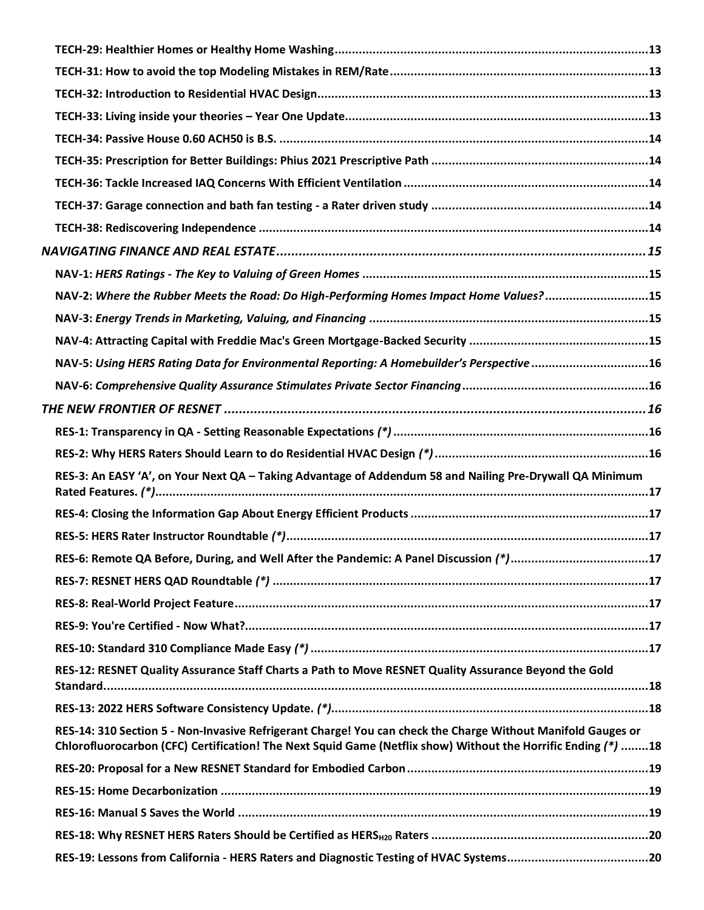**TECH-29: Healthier Homes or Healthy Home Washing**..........13

**TECH-31: How to avoid the top Modeling Mistakes in REM/Rate**..........13

**TECH-32: Introduction to Residential HVAC Design**..........13

**TECH-33: Living inside your theories – Year One Update**..........13

**TECH-34: Passive House 0.60 ACH50 is B.S.** ..........14

**TECH-35: Prescription for Better Buildings: Phius 2021 Prescriptive Path** ..........14

**TECH-36: Tackle Increased IAQ Concerns With Efficient Ventilation** ..........14

**TECH-37: Garage connection and bath fan testing - a Rater driven study** ..........14

**TECH-38: Rediscovering Independence** ..........14

***NAVIGATING FINANCE AND REAL ESTATE***..........***15***

**NAV-1:** ***HERS Ratings - The Key to Valuing of Green Homes*** ..........**15**

**NAV-2:** ***Where the Rubber Meets the Road: Do High-Performing Homes Impact Home Values?***..........**15**

**NAV-3:** ***Energy Trends in Marketing, Valuing, and Financing*** ..........**15**

**NAV-4: Attracting Capital with Freddie Mac's Green Mortgage-Backed Security** ..........15

**NAV-5:** ***Using HERS Rating Data for Environmental Reporting: A Homebuilder's Perspective***..........**16**

**NAV-6:** ***Comprehensive Quality Assurance Stimulates Private Sector Financing***..........**16**

***THE NEW FRONTIER OF RESNET*** ..........***16***

**RES-1: Transparency in QA - Setting Reasonable Expectations** ***(*)***..........**16**

**RES-2: Why HERS Raters Should Learn to do Residential HVAC Design** ***(*)***..........**16**

**RES-3: An EASY 'A', on Your Next QA – Taking Advantage of Addendum 58 and Nailing Pre-Drywall QA Minimum Rated Features.** ***(*)***..........**17**

**RES-4: Closing the Information Gap About Energy Efficient Products** ..........17

**RES-5: HERS Rater Instructor Roundtable** ***(*)***..........**17**

**RES-6: Remote QA Before, During, and Well After the Pandemic: A Panel Discussion** ***(*)***..........**17**

**RES-7: RESNET HERS QAD Roundtable** ***(*)*** ..........**17**

**RES-8: Real-World Project Feature**..........17

**RES-9: You're Certified - Now What?**..........17

**RES-10: Standard 310 Compliance Made Easy** ***(*)*** ..........**17**

**RES-12: RESNET Quality Assurance Staff Charts a Path to Move RESNET Quality Assurance Beyond the Gold Standard.**..........18

**RES-13: 2022 HERS Software Consistency Update.** ***(*)***..........**18**

**RES-14: 310 Section 5 - Non-Invasive Refrigerant Charge! You can check the Charge Without Manifold Gauges or Chlorofluorocarbon (CFC) Certification! The Next Squid Game (Netflix show) Without the Horrific Ending** ***(*)*** ..........**18**

**RES-20: Proposal for a New RESNET Standard for Embodied Carbon**..........19

**RES-15: Home Decarbonization** ..........19

**RES-16: Manual S Saves the World** ..........19

**RES-18: Why RESNET HERS Raters Should be Certified as HERS$_{H20}$ Raters** ..........20

**RES-19: Lessons from California - HERS Raters and Diagnostic Testing of HVAC Systems**..........20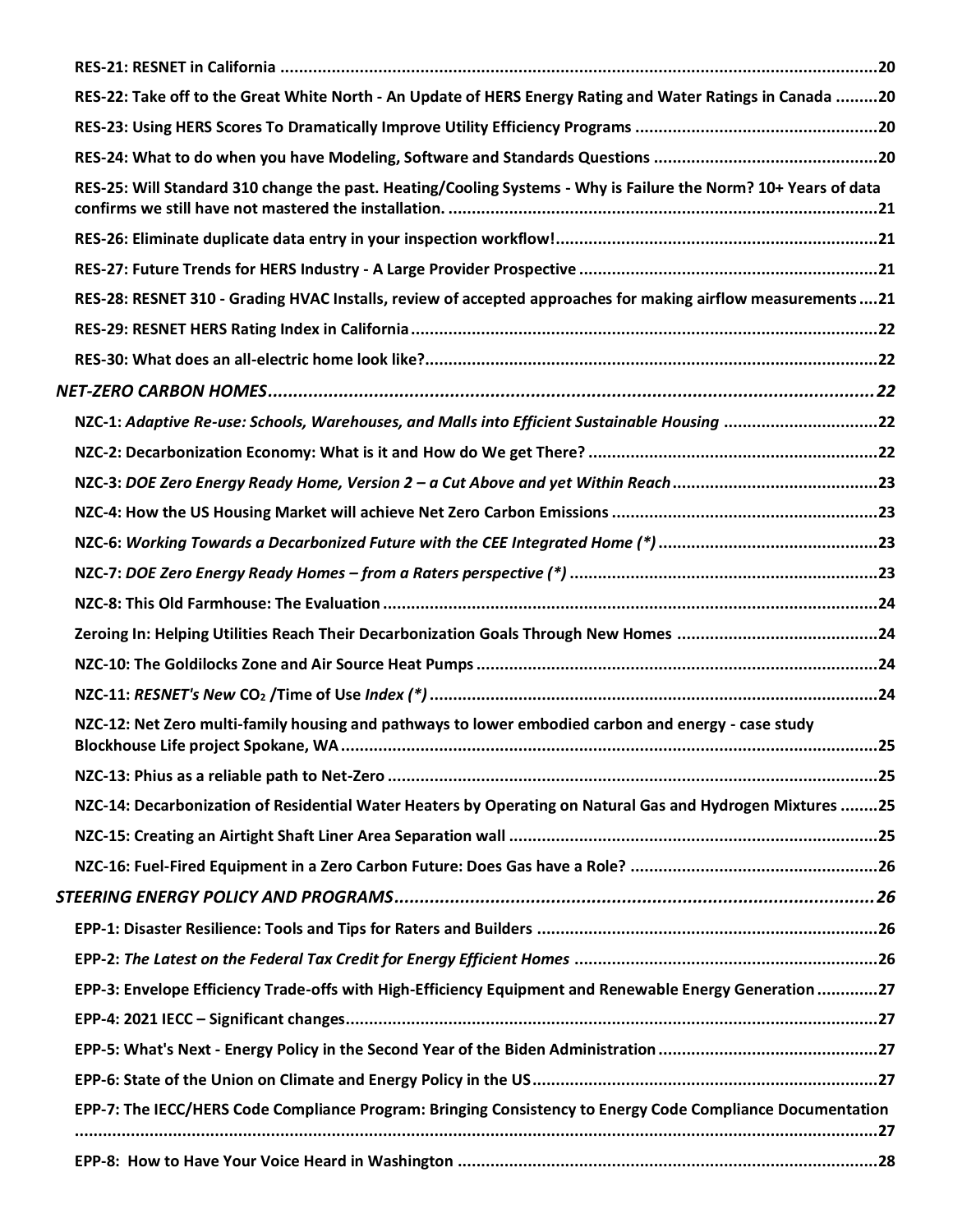**RES-21: RESNET in California** ..... 20

**RES-22: Take off to the Great White North - An Update of HERS Energy Rating and Water Ratings in Canada** ..... 20

**RES-23: Using HERS Scores To Dramatically Improve Utility Efficiency Programs** ..... 20

**RES-24: What to do when you have Modeling, Software and Standards Questions** ..... 20

**RES-25: Will Standard 310 change the past. Heating/Cooling Systems - Why is Failure the Norm? 10+ Years of data confirms we still have not mastered the installation.** ..... 21

**RES-26: Eliminate duplicate data entry in your inspection workflow!** ..... 21

**RES-27: Future Trends for HERS Industry - A Large Provider Prospective** ..... 21

**RES-28: RESNET 310 - Grading HVAC Installs, review of accepted approaches for making airflow measurements** ..... 21

**RES-29: RESNET HERS Rating Index in California** ..... 22

**RES-30: What does an all-electric home look like?** ..... 22

***NET-ZERO CARBON HOMES*** ..... 22

**NZC-1:** ***Adaptive Re-use: Schools, Warehouses, and Malls into Efficient Sustainable Housing*** ..... 22

**NZC-2: Decarbonization Economy: What is it and How do We get There?** ..... 22

**NZC-3:** ***DOE Zero Energy Ready Home, Version 2 – a Cut Above and yet Within Reach*** ..... 23

**NZC-4: How the US Housing Market will achieve Net Zero Carbon Emissions** ..... 23

**NZC-6:** ***Working Towards a Decarbonized Future with the CEE Integrated Home (*)*** ..... 23

**NZC-7:** ***DOE Zero Energy Ready Homes – from a Raters perspective (*)*** ..... 23

**NZC-8: This Old Farmhouse: The Evaluation** ..... 24

**Zeroing In: Helping Utilities Reach Their Decarbonization Goals Through New Homes** ..... 24

**NZC-10: The Goldilocks Zone and Air Source Heat Pumps** ..... 24

**NZC-11:** ***RESNET's New*** **$CO_2$ /Time of Use** ***Index (*)*** ..... 24

**NZC-12: Net Zero multi-family housing and pathways to lower embodied carbon and energy - case study Blockhouse Life project Spokane, WA** ..... 25

**NZC-13: Phius as a reliable path to Net-Zero** ..... 25

**NZC-14: Decarbonization of Residential Water Heaters by Operating on Natural Gas and Hydrogen Mixtures** ..... 25

**NZC-15: Creating an Airtight Shaft Liner Area Separation wall** ..... 25

**NZC-16: Fuel-Fired Equipment in a Zero Carbon Future: Does Gas have a Role?** ..... 26

***STEERING ENERGY POLICY AND PROGRAMS*** ..... 26

**EPP-1: Disaster Resilience: Tools and Tips for Raters and Builders** ..... 26

**EPP-2:** ***The Latest on the Federal Tax Credit for Energy Efficient Homes*** ..... 26

**EPP-3: Envelope Efficiency Trade-offs with High-Efficiency Equipment and Renewable Energy Generation** ..... 27

**EPP-4: 2021 IECC – Significant changes** ..... 27

**EPP-5: What's Next - Energy Policy in the Second Year of the Biden Administration** ..... 27

**EPP-6: State of the Union on Climate and Energy Policy in the US** ..... 27

**EPP-7: The IECC/HERS Code Compliance Program: Bringing Consistency to Energy Code Compliance Documentation** ..... 27

**EPP-8: How to Have Your Voice Heard in Washington** ..... 28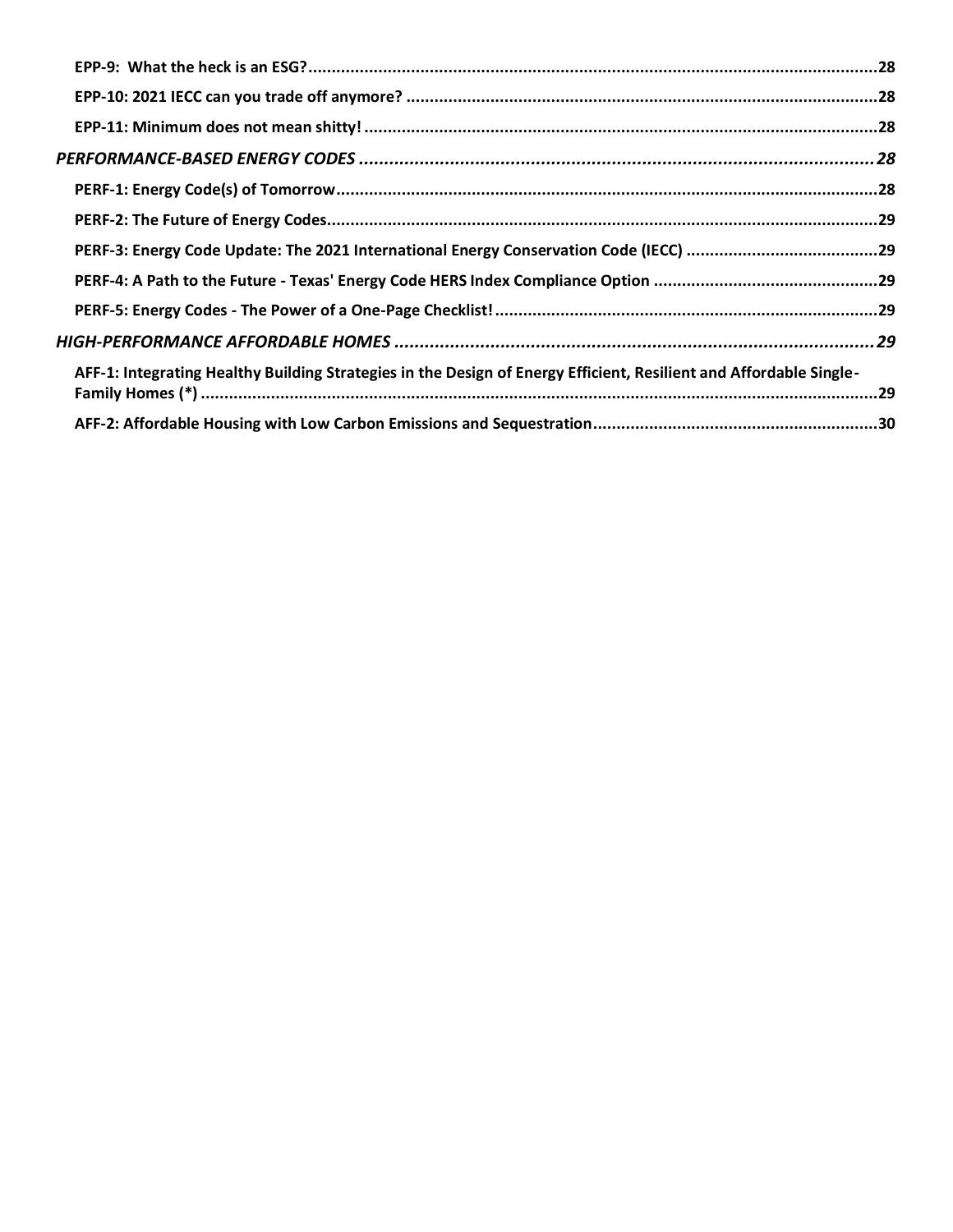**EPP-9: What the heck is an ESG?** .......... 28

**EPP-10: 2021 IECC can you trade off anymore?** .......... 28

**EPP-11: Minimum does not mean shitty!** .......... 28

***PERFORMANCE-BASED ENERGY CODES*** .......... *28*

**PERF-1: Energy Code(s) of Tomorrow** .......... 28

**PERF-2: The Future of Energy Codes** .......... 29

**PERF-3: Energy Code Update: The 2021 International Energy Conservation Code (IECC)** .......... 29

**PERF-4: A Path to the Future - Texas' Energy Code HERS Index Compliance Option** .......... 29

**PERF-5: Energy Codes - The Power of a One-Page Checklist!** .......... 29

***HIGH-PERFORMANCE AFFORDABLE HOMES*** .......... *29*

**AFF-1: Integrating Healthy Building Strategies in the Design of Energy Efficient, Resilient and Affordable Single-Family Homes (*)** .......... 29

**AFF-2: Affordable Housing with Low Carbon Emissions and Sequestration** .......... 30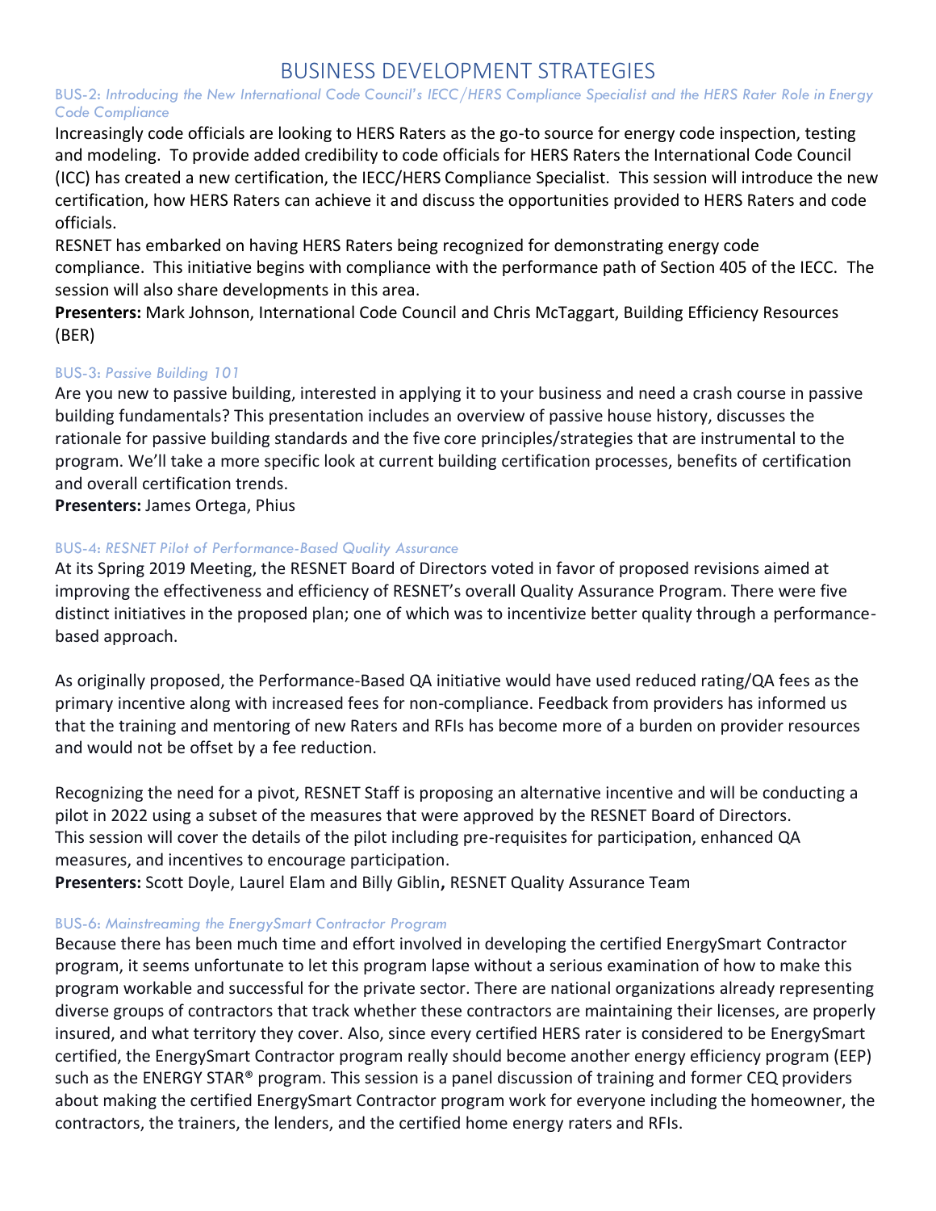# BUSINESS DEVELOPMENT STRATEGIES

### BUS-2: *Introducing the New International Code Council's IECC/HERS Compliance Specialist and the HERS Rater Role in Energy Code Compliance*

Increasingly code officials are looking to HERS Raters as the go-to source for energy code inspection, testing and modeling. To provide added credibility to code officials for HERS Raters the International Code Council (ICC) has created a new certification, the IECC/HERS Compliance Specialist. This session will introduce the new certification, how HERS Raters can achieve it and discuss the opportunities provided to HERS Raters and code officials.

RESNET has embarked on having HERS Raters being recognized for demonstrating energy code compliance. This initiative begins with compliance with the performance path of Section 405 of the IECC. The session will also share developments in this area.

**Presenters:** Mark Johnson, International Code Council and Chris McTaggart, Building Efficiency Resources (BER)

### BUS-3: *Passive Building 101*

Are you new to passive building, interested in applying it to your business and need a crash course in passive building fundamentals? This presentation includes an overview of passive house history, discusses the rationale for passive building standards and the five core principles/strategies that are instrumental to the program. We'll take a more specific look at current building certification processes, benefits of certification and overall certification trends.

**Presenters:** James Ortega, Phius

### BUS-4: *RESNET Pilot of Performance-Based Quality Assurance*

At its Spring 2019 Meeting, the RESNET Board of Directors voted in favor of proposed revisions aimed at improving the effectiveness and efficiency of RESNET's overall Quality Assurance Program. There were five distinct initiatives in the proposed plan; one of which was to incentivize better quality through a performance-based approach.

As originally proposed, the Performance-Based QA initiative would have used reduced rating/QA fees as the primary incentive along with increased fees for non-compliance. Feedback from providers has informed us that the training and mentoring of new Raters and RFIs has become more of a burden on provider resources and would not be offset by a fee reduction.

Recognizing the need for a pivot, RESNET Staff is proposing an alternative incentive and will be conducting a pilot in 2022 using a subset of the measures that were approved by the RESNET Board of Directors. This session will cover the details of the pilot including pre-requisites for participation, enhanced QA measures, and incentives to encourage participation.

**Presenters:** Scott Doyle, Laurel Elam and Billy Giblin**,** RESNET Quality Assurance Team

### BUS-6: *Mainstreaming the EnergySmart Contractor Program*

Because there has been much time and effort involved in developing the certified EnergySmart Contractor program, it seems unfortunate to let this program lapse without a serious examination of how to make this program workable and successful for the private sector. There are national organizations already representing diverse groups of contractors that track whether these contractors are maintaining their licenses, are properly insured, and what territory they cover. Also, since every certified HERS rater is considered to be EnergySmart certified, the EnergySmart Contractor program really should become another energy efficiency program (EEP) such as the ENERGY STAR® program. This session is a panel discussion of training and former CEQ providers about making the certified EnergySmart Contractor program work for everyone including the homeowner, the contractors, the trainers, the lenders, and the certified home energy raters and RFIs.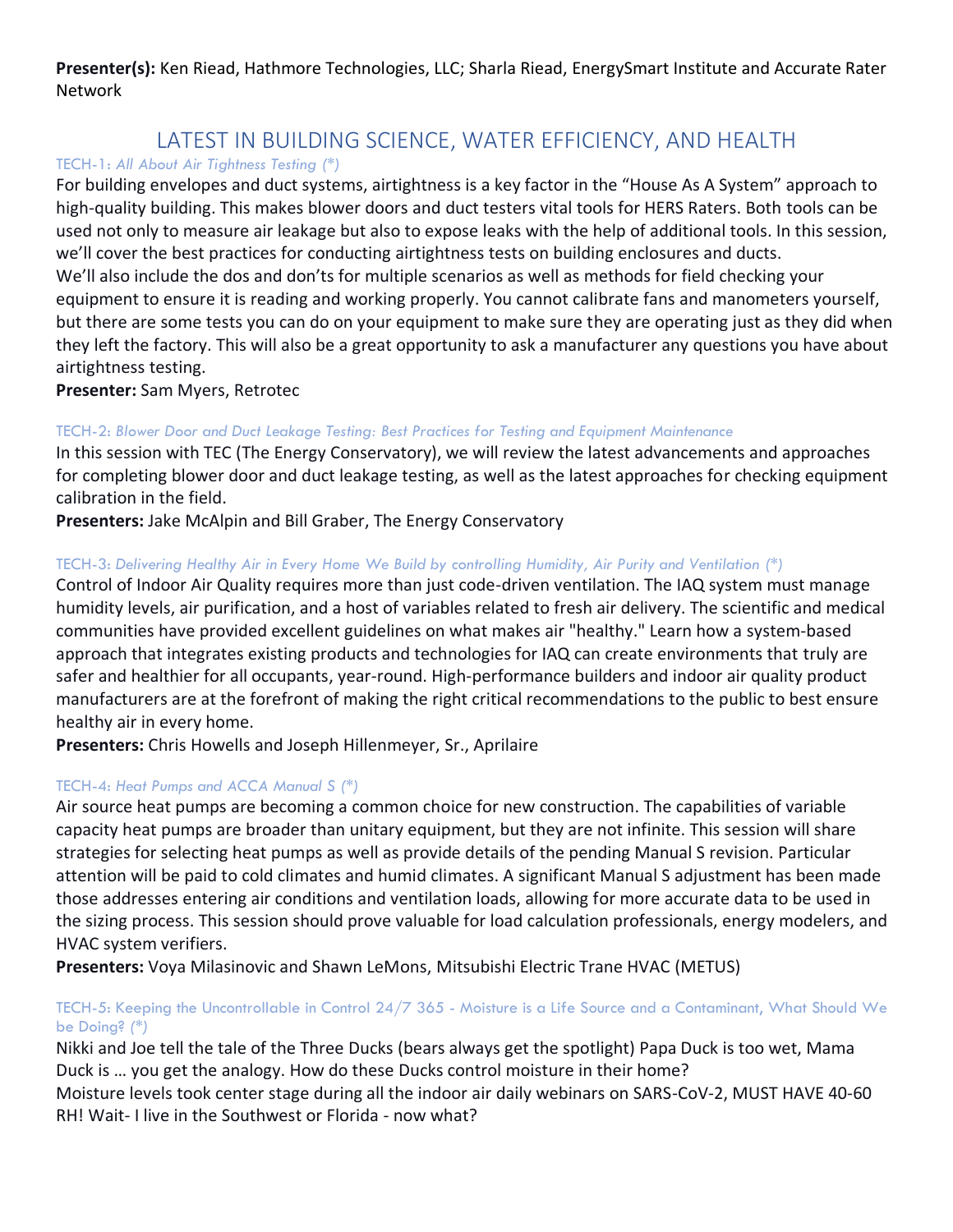**Presenter(s):** Ken Riead, Hathmore Technologies, LLC; Sharla Riead, EnergySmart Institute and Accurate Rater Network

## LATEST IN BUILDING SCIENCE, WATER EFFICIENCY, AND HEALTH

### TECH-1: *All About Air Tightness Testing (*)*

For building envelopes and duct systems, airtightness is a key factor in the "House As A System" approach to high-quality building. This makes blower doors and duct testers vital tools for HERS Raters. Both tools can be used not only to measure air leakage but also to expose leaks with the help of additional tools. In this session, we'll cover the best practices for conducting airtightness tests on building enclosures and ducts.
We'll also include the dos and don'ts for multiple scenarios as well as methods for field checking your equipment to ensure it is reading and working properly. You cannot calibrate fans and manometers yourself, but there are some tests you can do on your equipment to make sure they are operating just as they did when they left the factory. This will also be a great opportunity to ask a manufacturer any questions you have about airtightness testing.

**Presenter:** Sam Myers, Retrotec

### TECH-2: *Blower Door and Duct Leakage Testing: Best Practices for Testing and Equipment Maintenance*

In this session with TEC (The Energy Conservatory), we will review the latest advancements and approaches for completing blower door and duct leakage testing, as well as the latest approaches for checking equipment calibration in the field.

**Presenters:** Jake McAlpin and Bill Graber, The Energy Conservatory

### TECH-3: *Delivering Healthy Air in Every Home We Build by controlling Humidity, Air Purity and Ventilation (*)*

Control of Indoor Air Quality requires more than just code-driven ventilation. The IAQ system must manage humidity levels, air purification, and a host of variables related to fresh air delivery. The scientific and medical communities have provided excellent guidelines on what makes air "healthy." Learn how a system-based approach that integrates existing products and technologies for IAQ can create environments that truly are safer and healthier for all occupants, year-round. High-performance builders and indoor air quality product manufacturers are at the forefront of making the right critical recommendations to the public to best ensure healthy air in every home.

**Presenters:** Chris Howells and Joseph Hillenmeyer, Sr., Aprilaire

### TECH-4: *Heat Pumps and ACCA Manual S (*)*

Air source heat pumps are becoming a common choice for new construction. The capabilities of variable capacity heat pumps are broader than unitary equipment, but they are not infinite. This session will share strategies for selecting heat pumps as well as provide details of the pending Manual S revision. Particular attention will be paid to cold climates and humid climates. A significant Manual S adjustment has been made those addresses entering air conditions and ventilation loads, allowing for more accurate data to be used in the sizing process. This session should prove valuable for load calculation professionals, energy modelers, and HVAC system verifiers.

**Presenters:** Voya Milasinovic and Shawn LeMons, Mitsubishi Electric Trane HVAC (METUS)

### TECH-5: Keeping the Uncontrollable in Control 24/7 365 - Moisture is a Life Source and a Contaminant, What Should We be Doing? *(*)*

Nikki and Joe tell the tale of the Three Ducks (bears always get the spotlight) Papa Duck is too wet, Mama Duck is … you get the analogy. How do these Ducks control moisture in their home?
Moisture levels took center stage during all the indoor air daily webinars on SARS-CoV-2, MUST HAVE 40-60 RH! Wait- I live in the Southwest or Florida - now what?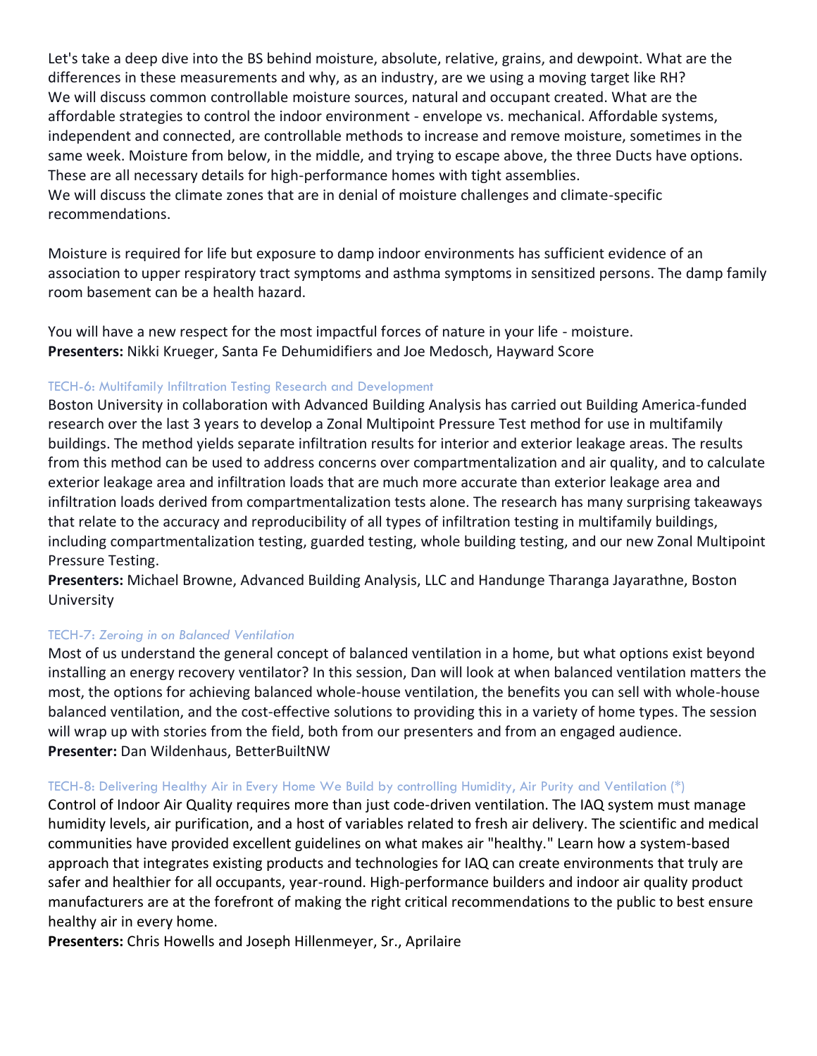Let's take a deep dive into the BS behind moisture, absolute, relative, grains, and dewpoint. What are the differences in these measurements and why, as an industry, are we using a moving target like RH? We will discuss common controllable moisture sources, natural and occupant created. What are the affordable strategies to control the indoor environment - envelope vs. mechanical. Affordable systems, independent and connected, are controllable methods to increase and remove moisture, sometimes in the same week. Moisture from below, in the middle, and trying to escape above, the three Ducts have options. These are all necessary details for high-performance homes with tight assemblies.
We will discuss the climate zones that are in denial of moisture challenges and climate-specific recommendations.

Moisture is required for life but exposure to damp indoor environments has sufficient evidence of an association to upper respiratory tract symptoms and asthma symptoms in sensitized persons. The damp family room basement can be a health hazard.

You will have a new respect for the most impactful forces of nature in your life - moisture.
**Presenters:** Nikki Krueger, Santa Fe Dehumidifiers and Joe Medosch, Hayward Score

### TECH-6: Multifamily Infiltration Testing Research and Development

Boston University in collaboration with Advanced Building Analysis has carried out Building America-funded research over the last 3 years to develop a Zonal Multipoint Pressure Test method for use in multifamily buildings. The method yields separate infiltration results for interior and exterior leakage areas. The results from this method can be used to address concerns over compartmentalization and air quality, and to calculate exterior leakage area and infiltration loads that are much more accurate than exterior leakage area and infiltration loads derived from compartmentalization tests alone. The research has many surprising takeaways that relate to the accuracy and reproducibility of all types of infiltration testing in multifamily buildings, including compartmentalization testing, guarded testing, whole building testing, and our new Zonal Multipoint Pressure Testing.
**Presenters:** Michael Browne, Advanced Building Analysis, LLC and Handunge Tharanga Jayarathne, Boston University

### TECH-7: *Zeroing in on Balanced Ventilation*

Most of us understand the general concept of balanced ventilation in a home, but what options exist beyond installing an energy recovery ventilator? In this session, Dan will look at when balanced ventilation matters the most, the options for achieving balanced whole-house ventilation, the benefits you can sell with whole-house balanced ventilation, and the cost-effective solutions to providing this in a variety of home types. The session will wrap up with stories from the field, both from our presenters and from an engaged audience.
**Presenter:** Dan Wildenhaus, BetterBuiltNW

### TECH-8: Delivering Healthy Air in Every Home We Build by controlling Humidity, Air Purity and Ventilation (*)

Control of Indoor Air Quality requires more than just code-driven ventilation. The IAQ system must manage humidity levels, air purification, and a host of variables related to fresh air delivery. The scientific and medical communities have provided excellent guidelines on what makes air "healthy." Learn how a system-based approach that integrates existing products and technologies for IAQ can create environments that truly are safer and healthier for all occupants, year-round. High-performance builders and indoor air quality product manufacturers are at the forefront of making the right critical recommendations to the public to best ensure healthy air in every home.
**Presenters:** Chris Howells and Joseph Hillenmeyer, Sr., Aprilaire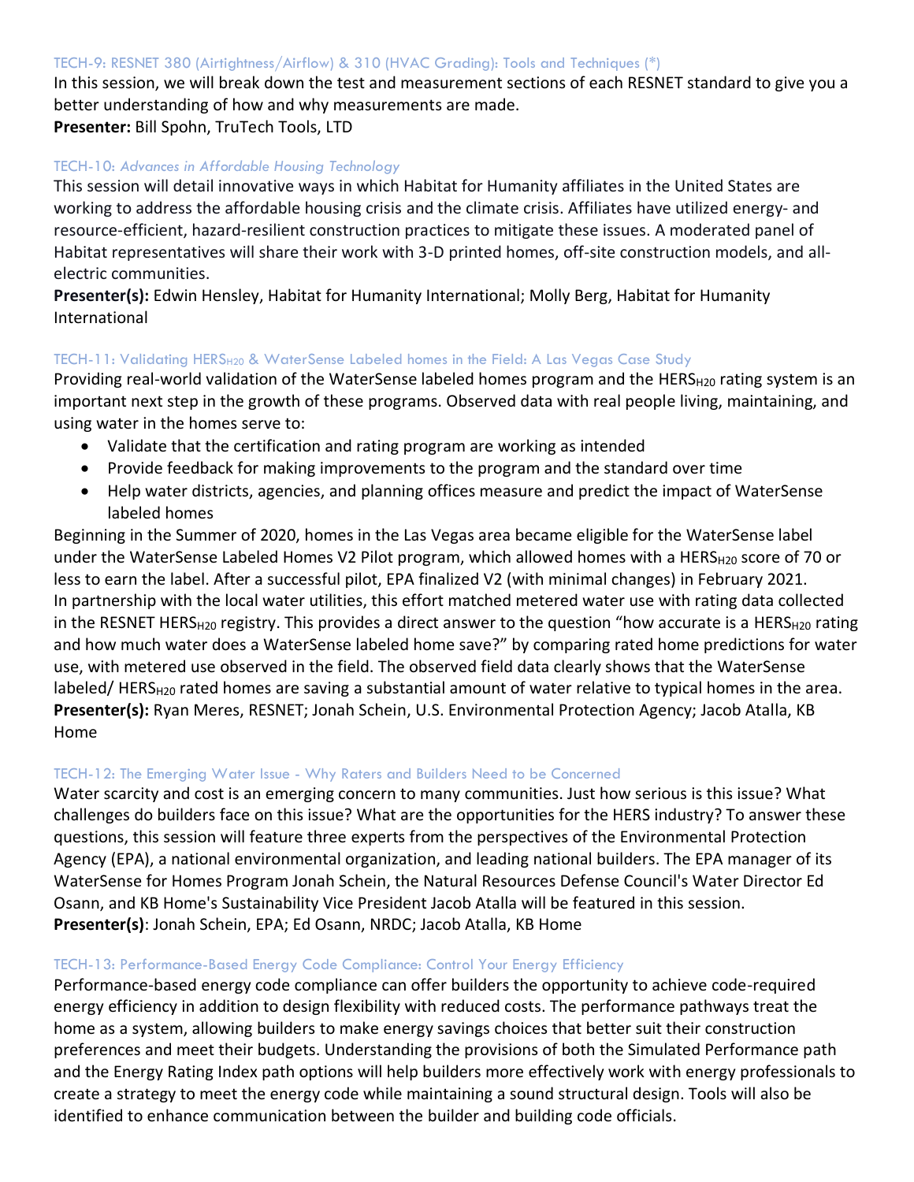### TECH-9: RESNET 380 (Airtightness/Airflow) & 310 (HVAC Grading): Tools and Techniques (*)

In this session, we will break down the test and measurement sections of each RESNET standard to give you a better understanding of how and why measurements are made.

**Presenter:** Bill Spohn, TruTech Tools, LTD

### TECH-10: *Advances in Affordable Housing Technology*

This session will detail innovative ways in which Habitat for Humanity affiliates in the United States are working to address the affordable housing crisis and the climate crisis. Affiliates have utilized energy- and resource-efficient, hazard-resilient construction practices to mitigate these issues. A moderated panel of Habitat representatives will share their work with 3-D printed homes, off-site construction models, and all-electric communities.

**Presenter(s):** Edwin Hensley, Habitat for Humanity International; Molly Berg, Habitat for Humanity International

### TECH-11: Validating $HERS_{H20}$ & WaterSense Labeled homes in the Field: A Las Vegas Case Study

Providing real-world validation of the WaterSense labeled homes program and the $HERS_{H20}$ rating system is an important next step in the growth of these programs. Observed data with real people living, maintaining, and using water in the homes serve to:

- Validate that the certification and rating program are working as intended
- Provide feedback for making improvements to the program and the standard over time
- Help water districts, agencies, and planning offices measure and predict the impact of WaterSense labeled homes

Beginning in the Summer of 2020, homes in the Las Vegas area became eligible for the WaterSense label under the WaterSense Labeled Homes V2 Pilot program, which allowed homes with a $HERS_{H20}$ score of 70 or less to earn the label. After a successful pilot, EPA finalized V2 (with minimal changes) in February 2021. In partnership with the local water utilities, this effort matched metered water use with rating data collected in the RESNET $HERS_{H20}$ registry. This provides a direct answer to the question "how accurate is a $HERS_{H20}$ rating and how much water does a WaterSense labeled home save?" by comparing rated home predictions for water use, with metered use observed in the field. The observed field data clearly shows that the WaterSense labeled/ $HERS_{H20}$ rated homes are saving a substantial amount of water relative to typical homes in the area.

**Presenter(s):** Ryan Meres, RESNET; Jonah Schein, U.S. Environmental Protection Agency; Jacob Atalla, KB Home

### TECH-12: The Emerging Water Issue - Why Raters and Builders Need to be Concerned

Water scarcity and cost is an emerging concern to many communities. Just how serious is this issue? What challenges do builders face on this issue? What are the opportunities for the HERS industry? To answer these questions, this session will feature three experts from the perspectives of the Environmental Protection Agency (EPA), a national environmental organization, and leading national builders. The EPA manager of its WaterSense for Homes Program Jonah Schein, the Natural Resources Defense Council's Water Director Ed Osann, and KB Home's Sustainability Vice President Jacob Atalla will be featured in this session.

**Presenter(s)**: Jonah Schein, EPA; Ed Osann, NRDC; Jacob Atalla, KB Home

### TECH-13: Performance-Based Energy Code Compliance: Control Your Energy Efficiency

Performance-based energy code compliance can offer builders the opportunity to achieve code-required energy efficiency in addition to design flexibility with reduced costs. The performance pathways treat the home as a system, allowing builders to make energy savings choices that better suit their construction preferences and meet their budgets. Understanding the provisions of both the Simulated Performance path and the Energy Rating Index path options will help builders more effectively work with energy professionals to create a strategy to meet the energy code while maintaining a sound structural design. Tools will also be identified to enhance communication between the builder and building code officials.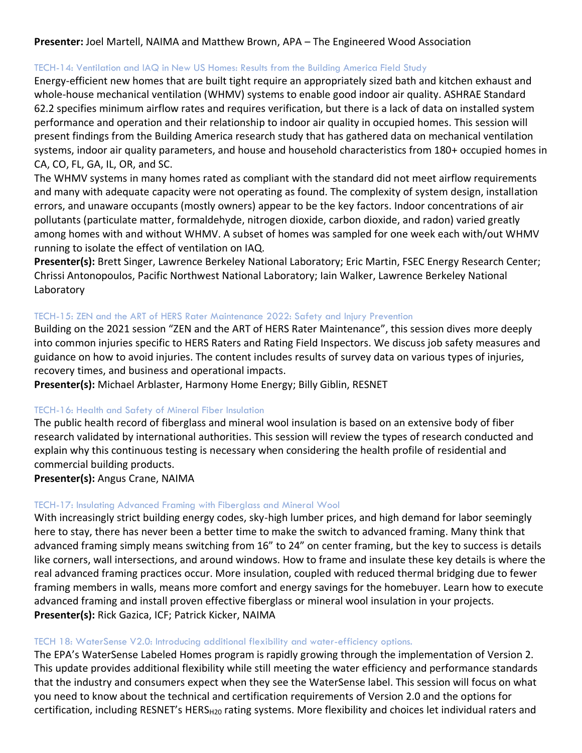**Presenter:** Joel Martell, NAIMA and Matthew Brown, APA – The Engineered Wood Association

### TECH-14: Ventilation and IAQ in New US Homes: Results from the Building America Field Study

Energy-efficient new homes that are built tight require an appropriately sized bath and kitchen exhaust and whole-house mechanical ventilation (WHMV) systems to enable good indoor air quality. ASHRAE Standard 62.2 specifies minimum airflow rates and requires verification, but there is a lack of data on installed system performance and operation and their relationship to indoor air quality in occupied homes. This session will present findings from the Building America research study that has gathered data on mechanical ventilation systems, indoor air quality parameters, and house and household characteristics from 180+ occupied homes in CA, CO, FL, GA, IL, OR, and SC.

The WHMV systems in many homes rated as compliant with the standard did not meet airflow requirements and many with adequate capacity were not operating as found. The complexity of system design, installation errors, and unaware occupants (mostly owners) appear to be the key factors. Indoor concentrations of air pollutants (particulate matter, formaldehyde, nitrogen dioxide, carbon dioxide, and radon) varied greatly among homes with and without WHMV. A subset of homes was sampled for one week each with/out WHMV running to isolate the effect of ventilation on IAQ.

**Presenter(s):** Brett Singer, Lawrence Berkeley National Laboratory; Eric Martin, FSEC Energy Research Center; Chrissi Antonopoulos, Pacific Northwest National Laboratory; Iain Walker, Lawrence Berkeley National Laboratory

### TECH-15: ZEN and the ART of HERS Rater Maintenance 2022: Safety and Injury Prevention

Building on the 2021 session "ZEN and the ART of HERS Rater Maintenance", this session dives more deeply into common injuries specific to HERS Raters and Rating Field Inspectors. We discuss job safety measures and guidance on how to avoid injuries. The content includes results of survey data on various types of injuries, recovery times, and business and operational impacts.

**Presenter(s):** Michael Arblaster, Harmony Home Energy; Billy Giblin, RESNET

### TECH-16: Health and Safety of Mineral Fiber Insulation

The public health record of fiberglass and mineral wool insulation is based on an extensive body of fiber research validated by international authorities. This session will review the types of research conducted and explain why this continuous testing is necessary when considering the health profile of residential and commercial building products.

**Presenter(s):** Angus Crane, NAIMA

### TECH-17: Insulating Advanced Framing with Fiberglass and Mineral Wool

With increasingly strict building energy codes, sky-high lumber prices, and high demand for labor seemingly here to stay, there has never been a better time to make the switch to advanced framing. Many think that advanced framing simply means switching from 16" to 24" on center framing, but the key to success is details like corners, wall intersections, and around windows. How to frame and insulate these key details is where the real advanced framing practices occur. More insulation, coupled with reduced thermal bridging due to fewer framing members in walls, means more comfort and energy savings for the homebuyer. Learn how to execute advanced framing and install proven effective fiberglass or mineral wool insulation in your projects.

**Presenter(s):** Rick Gazica, ICF; Patrick Kicker, NAIMA

### TECH 18: WaterSense V2.0: Introducing additional flexibility and water-efficiency options.

The EPA's WaterSense Labeled Homes program is rapidly growing through the implementation of Version 2. This update provides additional flexibility while still meeting the water efficiency and performance standards that the industry and consumers expect when they see the WaterSense label. This session will focus on what you need to know about the technical and certification requirements of Version 2.0 and the options for certification, including RESNET's $HERS_{H2O}$ rating systems. More flexibility and choices let individual raters and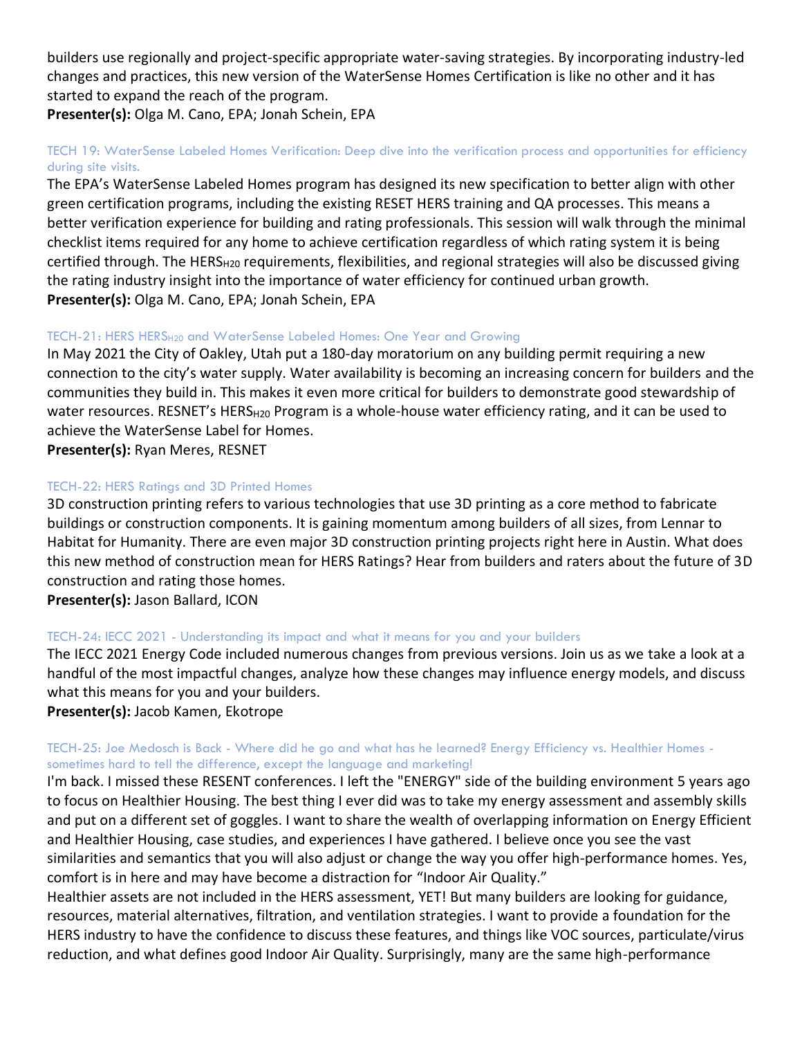builders use regionally and project-specific appropriate water-saving strategies. By incorporating industry-led changes and practices, this new version of the WaterSense Homes Certification is like no other and it has started to expand the reach of the program.

**Presenter(s):** Olga M. Cano, EPA; Jonah Schein, EPA

### TECH 19: WaterSense Labeled Homes Verification: Deep dive into the verification process and opportunities for efficiency during site visits.

The EPA's WaterSense Labeled Homes program has designed its new specification to better align with other green certification programs, including the existing RESET HERS training and QA processes. This means a better verification experience for building and rating professionals. This session will walk through the minimal checklist items required for any home to achieve certification regardless of which rating system it is being certified through. The $HERS_{H20}$ requirements, flexibilities, and regional strategies will also be discussed giving the rating industry insight into the importance of water efficiency for continued urban growth.

**Presenter(s):** Olga M. Cano, EPA; Jonah Schein, EPA

### TECH-21: HERS $HERS_{H20}$ and WaterSense Labeled Homes: One Year and Growing

In May 2021 the City of Oakley, Utah put a 180-day moratorium on any building permit requiring a new connection to the city's water supply. Water availability is becoming an increasing concern for builders and the communities they build in. This makes it even more critical for builders to demonstrate good stewardship of water resources. RESNET's $HERS_{H20}$ Program is a whole-house water efficiency rating, and it can be used to achieve the WaterSense Label for Homes.

**Presenter(s):** Ryan Meres, RESNET

### TECH-22: HERS Ratings and 3D Printed Homes

3D construction printing refers to various technologies that use 3D printing as a core method to fabricate buildings or construction components. It is gaining momentum among builders of all sizes, from Lennar to Habitat for Humanity. There are even major 3D construction printing projects right here in Austin. What does this new method of construction mean for HERS Ratings? Hear from builders and raters about the future of 3D construction and rating those homes.

**Presenter(s):** Jason Ballard, ICON

### TECH-24: IECC 2021 - Understanding its impact and what it means for you and your builders

The IECC 2021 Energy Code included numerous changes from previous versions. Join us as we take a look at a handful of the most impactful changes, analyze how these changes may influence energy models, and discuss what this means for you and your builders.

**Presenter(s):** Jacob Kamen, Ekotrope

### TECH-25: Joe Medosch is Back - Where did he go and what has he learned? Energy Efficiency vs. Healthier Homes - sometimes hard to tell the difference, except the language and marketing!

I'm back. I missed these RESENT conferences. I left the "ENERGY" side of the building environment 5 years ago to focus on Healthier Housing. The best thing I ever did was to take my energy assessment and assembly skills and put on a different set of goggles. I want to share the wealth of overlapping information on Energy Efficient and Healthier Housing, case studies, and experiences I have gathered. I believe once you see the vast similarities and semantics that you will also adjust or change the way you offer high-performance homes. Yes, comfort is in here and may have become a distraction for "Indoor Air Quality."

Healthier assets are not included in the HERS assessment, YET! But many builders are looking for guidance, resources, material alternatives, filtration, and ventilation strategies. I want to provide a foundation for the HERS industry to have the confidence to discuss these features, and things like VOC sources, particulate/virus reduction, and what defines good Indoor Air Quality. Surprisingly, many are the same high-performance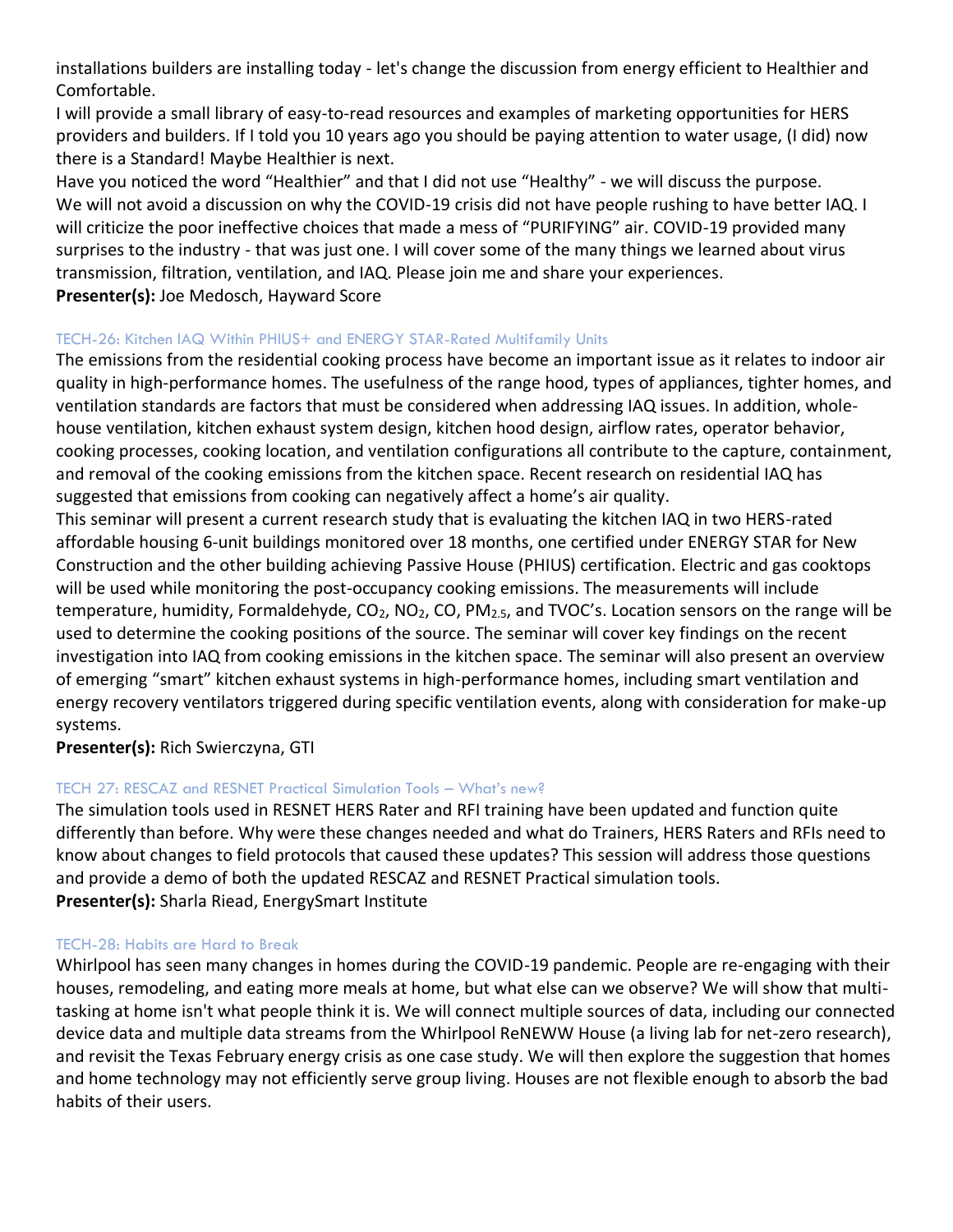installations builders are installing today - let's change the discussion from energy efficient to Healthier and Comfortable.

I will provide a small library of easy-to-read resources and examples of marketing opportunities for HERS providers and builders. If I told you 10 years ago you should be paying attention to water usage, (I did) now there is a Standard! Maybe Healthier is next.

Have you noticed the word "Healthier" and that I did not use "Healthy" - we will discuss the purpose.

We will not avoid a discussion on why the COVID-19 crisis did not have people rushing to have better IAQ. I will criticize the poor ineffective choices that made a mess of "PURIFYING" air. COVID-19 provided many surprises to the industry - that was just one. I will cover some of the many things we learned about virus transmission, filtration, ventilation, and IAQ. Please join me and share your experiences.

**Presenter(s):** Joe Medosch, Hayward Score

### TECH-26: Kitchen IAQ Within PHIUS+ and ENERGY STAR-Rated Multifamily Units

The emissions from the residential cooking process have become an important issue as it relates to indoor air quality in high-performance homes. The usefulness of the range hood, types of appliances, tighter homes, and ventilation standards are factors that must be considered when addressing IAQ issues. In addition, whole-house ventilation, kitchen exhaust system design, kitchen hood design, airflow rates, operator behavior, cooking processes, cooking location, and ventilation configurations all contribute to the capture, containment, and removal of the cooking emissions from the kitchen space. Recent research on residential IAQ has suggested that emissions from cooking can negatively affect a home's air quality.

This seminar will present a current research study that is evaluating the kitchen IAQ in two HERS-rated affordable housing 6-unit buildings monitored over 18 months, one certified under ENERGY STAR for New Construction and the other building achieving Passive House (PHIUS) certification. Electric and gas cooktops will be used while monitoring the post-occupancy cooking emissions. The measurements will include temperature, humidity, Formaldehyde, $CO_2$, $NO_2$, CO, $PM_{2.5}$, and TVOC's. Location sensors on the range will be used to determine the cooking positions of the source. The seminar will cover key findings on the recent investigation into IAQ from cooking emissions in the kitchen space. The seminar will also present an overview of emerging "smart" kitchen exhaust systems in high-performance homes, including smart ventilation and energy recovery ventilators triggered during specific ventilation events, along with consideration for make-up systems.

**Presenter(s):** Rich Swierczyna, GTI

### TECH 27: RESCAZ and RESNET Practical Simulation Tools – What's new?

The simulation tools used in RESNET HERS Rater and RFI training have been updated and function quite differently than before. Why were these changes needed and what do Trainers, HERS Raters and RFIs need to know about changes to field protocols that caused these updates? This session will address those questions and provide a demo of both the updated RESCAZ and RESNET Practical simulation tools.

**Presenter(s):** Sharla Riead, EnergySmart Institute

### TECH-28: Habits are Hard to Break

Whirlpool has seen many changes in homes during the COVID-19 pandemic. People are re-engaging with their houses, remodeling, and eating more meals at home, but what else can we observe? We will show that multi-tasking at home isn't what people think it is. We will connect multiple sources of data, including our connected device data and multiple data streams from the Whirlpool ReNEWW House (a living lab for net-zero research), and revisit the Texas February energy crisis as one case study. We will then explore the suggestion that homes and home technology may not efficiently serve group living. Houses are not flexible enough to absorb the bad habits of their users.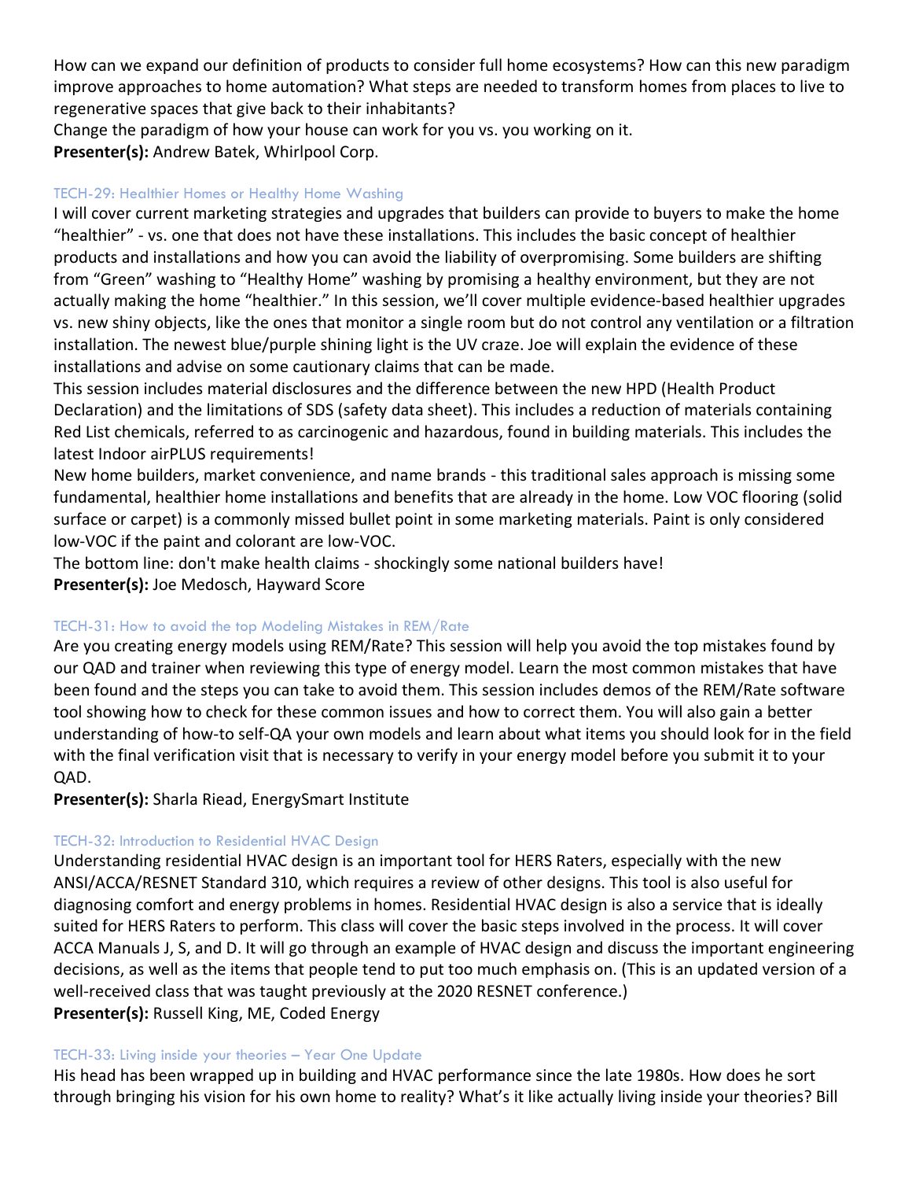How can we expand our definition of products to consider full home ecosystems? How can this new paradigm improve approaches to home automation? What steps are needed to transform homes from places to live to regenerative spaces that give back to their inhabitants?

Change the paradigm of how your house can work for you vs. you working on it.

**Presenter(s):** Andrew Batek, Whirlpool Corp.

### TECH-29: Healthier Homes or Healthy Home Washing

I will cover current marketing strategies and upgrades that builders can provide to buyers to make the home "healthier" - vs. one that does not have these installations. This includes the basic concept of healthier products and installations and how you can avoid the liability of overpromising. Some builders are shifting from "Green" washing to "Healthy Home" washing by promising a healthy environment, but they are not actually making the home "healthier." In this session, we'll cover multiple evidence-based healthier upgrades vs. new shiny objects, like the ones that monitor a single room but do not control any ventilation or a filtration installation. The newest blue/purple shining light is the UV craze. Joe will explain the evidence of these installations and advise on some cautionary claims that can be made.

This session includes material disclosures and the difference between the new HPD (Health Product Declaration) and the limitations of SDS (safety data sheet). This includes a reduction of materials containing Red List chemicals, referred to as carcinogenic and hazardous, found in building materials. This includes the latest Indoor airPLUS requirements!

New home builders, market convenience, and name brands - this traditional sales approach is missing some fundamental, healthier home installations and benefits that are already in the home. Low VOC flooring (solid surface or carpet) is a commonly missed bullet point in some marketing materials. Paint is only considered low-VOC if the paint and colorant are low-VOC.

The bottom line: don't make health claims - shockingly some national builders have!

**Presenter(s):** Joe Medosch, Hayward Score

### TECH-31: How to avoid the top Modeling Mistakes in REM/Rate

Are you creating energy models using REM/Rate? This session will help you avoid the top mistakes found by our QAD and trainer when reviewing this type of energy model. Learn the most common mistakes that have been found and the steps you can take to avoid them. This session includes demos of the REM/Rate software tool showing how to check for these common issues and how to correct them. You will also gain a better understanding of how-to self-QA your own models and learn about what items you should look for in the field with the final verification visit that is necessary to verify in your energy model before you submit it to your QAD.

**Presenter(s):** Sharla Riead, EnergySmart Institute

### TECH-32: Introduction to Residential HVAC Design

Understanding residential HVAC design is an important tool for HERS Raters, especially with the new ANSI/ACCA/RESNET Standard 310, which requires a review of other designs. This tool is also useful for diagnosing comfort and energy problems in homes. Residential HVAC design is also a service that is ideally suited for HERS Raters to perform. This class will cover the basic steps involved in the process. It will cover ACCA Manuals J, S, and D. It will go through an example of HVAC design and discuss the important engineering decisions, as well as the items that people tend to put too much emphasis on. (This is an updated version of a well-received class that was taught previously at the 2020 RESNET conference.)

**Presenter(s):** Russell King, ME, Coded Energy

### TECH-33: Living inside your theories – Year One Update

His head has been wrapped up in building and HVAC performance since the late 1980s. How does he sort through bringing his vision for his own home to reality? What's it like actually living inside your theories? Bill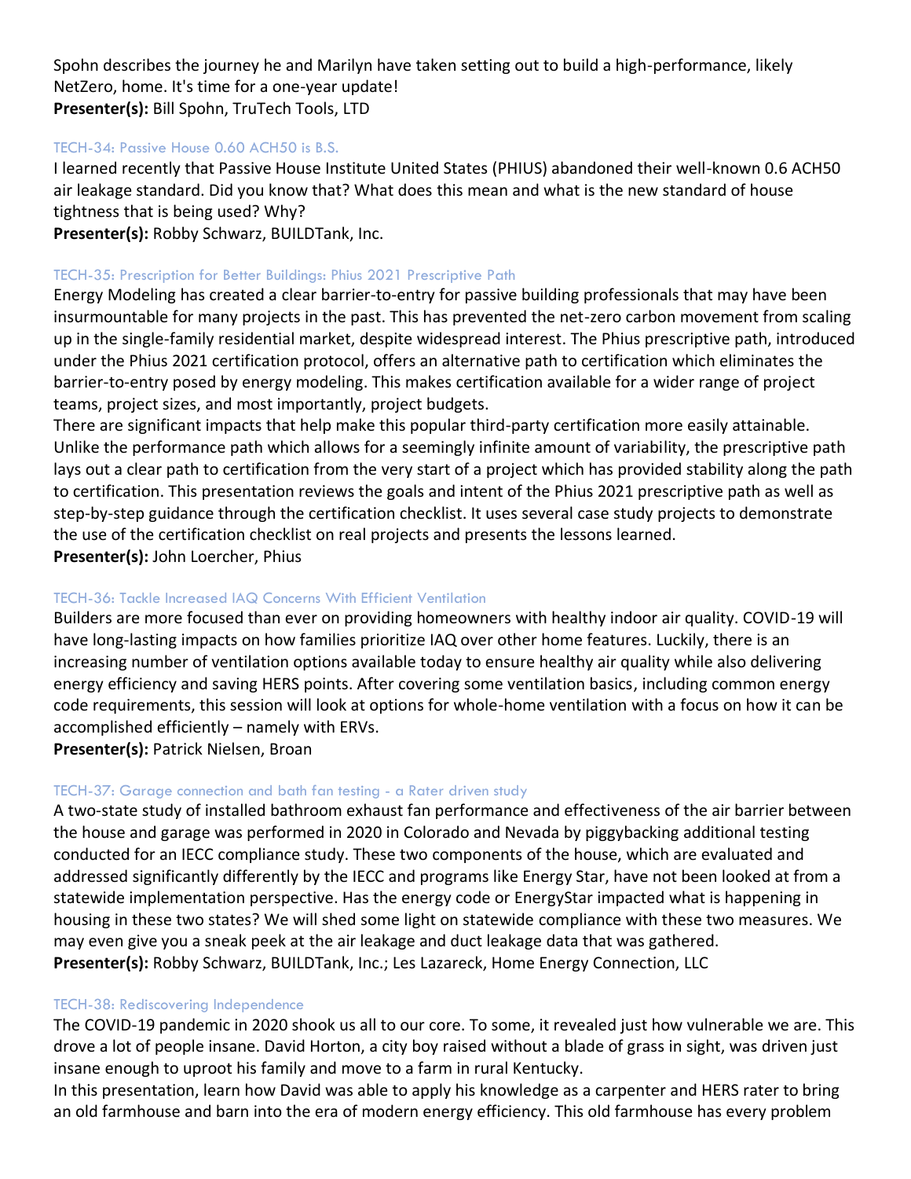Spohn describes the journey he and Marilyn have taken setting out to build a high-performance, likely NetZero, home. It's time for a one-year update!
**Presenter(s):** Bill Spohn, TruTech Tools, LTD

### TECH-34: Passive House 0.60 ACH50 is B.S.

I learned recently that Passive House Institute United States (PHIUS) abandoned their well-known 0.6 ACH50 air leakage standard. Did you know that? What does this mean and what is the new standard of house tightness that is being used? Why?
**Presenter(s):** Robby Schwarz, BUILDTank, Inc.

### TECH-35: Prescription for Better Buildings: Phius 2021 Prescriptive Path

Energy Modeling has created a clear barrier-to-entry for passive building professionals that may have been insurmountable for many projects in the past. This has prevented the net-zero carbon movement from scaling up in the single-family residential market, despite widespread interest. The Phius prescriptive path, introduced under the Phius 2021 certification protocol, offers an alternative path to certification which eliminates the barrier-to-entry posed by energy modeling. This makes certification available for a wider range of project teams, project sizes, and most importantly, project budgets.

There are significant impacts that help make this popular third-party certification more easily attainable. Unlike the performance path which allows for a seemingly infinite amount of variability, the prescriptive path lays out a clear path to certification from the very start of a project which has provided stability along the path to certification. This presentation reviews the goals and intent of the Phius 2021 prescriptive path as well as step-by-step guidance through the certification checklist. It uses several case study projects to demonstrate the use of the certification checklist on real projects and presents the lessons learned.
**Presenter(s):** John Loercher, Phius

### TECH-36: Tackle Increased IAQ Concerns With Efficient Ventilation

Builders are more focused than ever on providing homeowners with healthy indoor air quality. COVID-19 will have long-lasting impacts on how families prioritize IAQ over other home features. Luckily, there is an increasing number of ventilation options available today to ensure healthy air quality while also delivering energy efficiency and saving HERS points. After covering some ventilation basics, including common energy code requirements, this session will look at options for whole-home ventilation with a focus on how it can be accomplished efficiently – namely with ERVs.
**Presenter(s):** Patrick Nielsen, Broan

### TECH-37: Garage connection and bath fan testing - a Rater driven study

A two-state study of installed bathroom exhaust fan performance and effectiveness of the air barrier between the house and garage was performed in 2020 in Colorado and Nevada by piggybacking additional testing conducted for an IECC compliance study. These two components of the house, which are evaluated and addressed significantly differently by the IECC and programs like Energy Star, have not been looked at from a statewide implementation perspective. Has the energy code or EnergyStar impacted what is happening in housing in these two states? We will shed some light on statewide compliance with these two measures. We may even give you a sneak peek at the air leakage and duct leakage data that was gathered.
**Presenter(s):** Robby Schwarz, BUILDTank, Inc.; Les Lazareck, Home Energy Connection, LLC

### TECH-38: Rediscovering Independence

The COVID-19 pandemic in 2020 shook us all to our core. To some, it revealed just how vulnerable we are. This drove a lot of people insane. David Horton, a city boy raised without a blade of grass in sight, was driven just insane enough to uproot his family and move to a farm in rural Kentucky.

In this presentation, learn how David was able to apply his knowledge as a carpenter and HERS rater to bring an old farmhouse and barn into the era of modern energy efficiency. This old farmhouse has every problem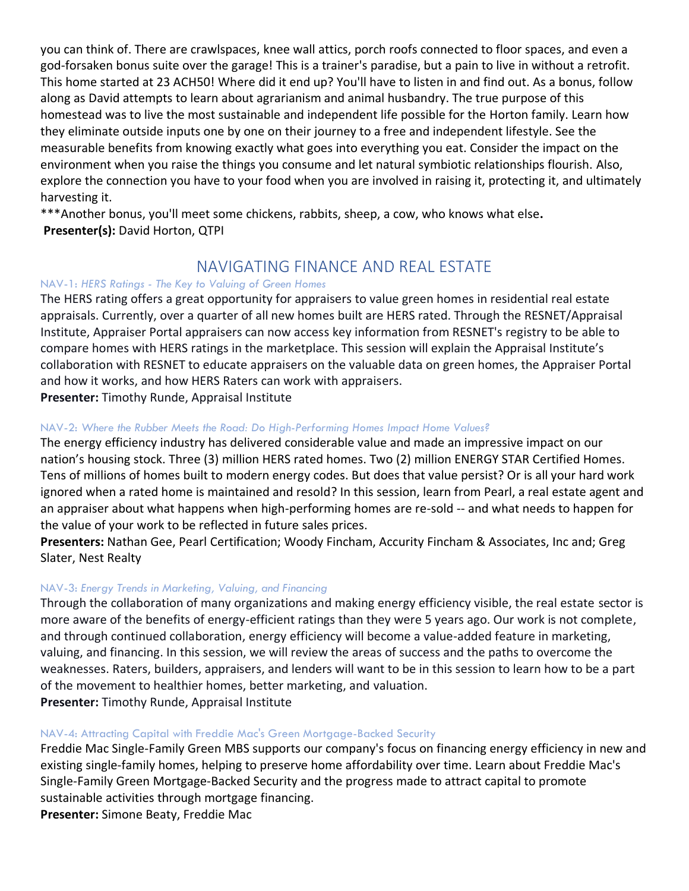you can think of. There are crawlspaces, knee wall attics, porch roofs connected to floor spaces, and even a god-forsaken bonus suite over the garage! This is a trainer's paradise, but a pain to live in without a retrofit. This home started at 23 ACH50! Where did it end up? You'll have to listen in and find out. As a bonus, follow along as David attempts to learn about agrarianism and animal husbandry. The true purpose of this homestead was to live the most sustainable and independent life possible for the Horton family. Learn how they eliminate outside inputs one by one on their journey to a free and independent lifestyle. See the measurable benefits from knowing exactly what goes into everything you eat. Consider the impact on the environment when you raise the things you consume and let natural symbiotic relationships flourish. Also, explore the connection you have to your food when you are involved in raising it, protecting it, and ultimately harvesting it.

***Another bonus, you'll meet some chickens, rabbits, sheep, a cow, who knows what else**.**

**Presenter(s):** David Horton, QTPI

## NAVIGATING FINANCE AND REAL ESTATE

#### NAV-1: *HERS Ratings - The Key to Valuing of Green Homes*

The HERS rating offers a great opportunity for appraisers to value green homes in residential real estate appraisals. Currently, over a quarter of all new homes built are HERS rated. Through the RESNET/Appraisal Institute, Appraiser Portal appraisers can now access key information from RESNET's registry to be able to compare homes with HERS ratings in the marketplace. This session will explain the Appraisal Institute's collaboration with RESNET to educate appraisers on the valuable data on green homes, the Appraiser Portal and how it works, and how HERS Raters can work with appraisers.

**Presenter:** Timothy Runde, Appraisal Institute

#### NAV-2: *Where the Rubber Meets the Road: Do High-Performing Homes Impact Home Values?*

The energy efficiency industry has delivered considerable value and made an impressive impact on our nation's housing stock. Three (3) million HERS rated homes. Two (2) million ENERGY STAR Certified Homes. Tens of millions of homes built to modern energy codes. But does that value persist? Or is all your hard work ignored when a rated home is maintained and resold? In this session, learn from Pearl, a real estate agent and an appraiser about what happens when high-performing homes are re-sold -- and what needs to happen for the value of your work to be reflected in future sales prices.

**Presenters:** Nathan Gee, Pearl Certification; Woody Fincham, Accurity Fincham & Associates, Inc and; Greg Slater, Nest Realty

#### NAV-3: *Energy Trends in Marketing, Valuing, and Financing*

Through the collaboration of many organizations and making energy efficiency visible, the real estate sector is more aware of the benefits of energy-efficient ratings than they were 5 years ago. Our work is not complete, and through continued collaboration, energy efficiency will become a value-added feature in marketing, valuing, and financing. In this session, we will review the areas of success and the paths to overcome the weaknesses. Raters, builders, appraisers, and lenders will want to be in this session to learn how to be a part of the movement to healthier homes, better marketing, and valuation.

**Presenter:** Timothy Runde, Appraisal Institute

#### NAV-4: Attracting Capital with Freddie Mac's Green Mortgage-Backed Security

Freddie Mac Single-Family Green MBS supports our company's focus on financing energy efficiency in new and existing single-family homes, helping to preserve home affordability over time. Learn about Freddie Mac's Single-Family Green Mortgage-Backed Security and the progress made to attract capital to promote sustainable activities through mortgage financing.

**Presenter:** Simone Beaty, Freddie Mac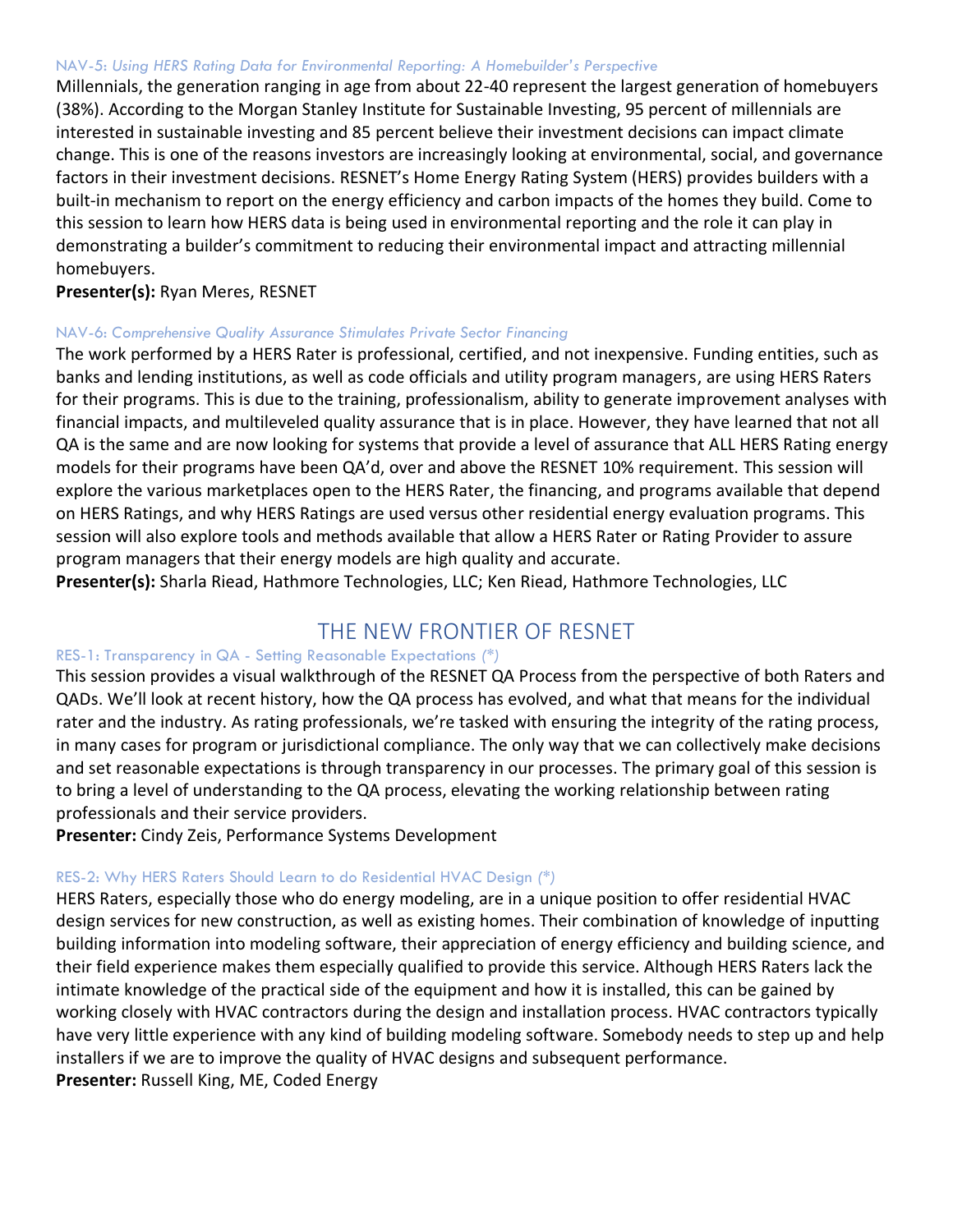#### NAV-5: *Using HERS Rating Data for Environmental Reporting: A Homebuilder's Perspective*

Millennials, the generation ranging in age from about 22-40 represent the largest generation of homebuyers (38%). According to the Morgan Stanley Institute for Sustainable Investing, 95 percent of millennials are interested in sustainable investing and 85 percent believe their investment decisions can impact climate change. This is one of the reasons investors are increasingly looking at environmental, social, and governance factors in their investment decisions. RESNET's Home Energy Rating System (HERS) provides builders with a built-in mechanism to report on the energy efficiency and carbon impacts of the homes they build. Come to this session to learn how HERS data is being used in environmental reporting and the role it can play in demonstrating a builder's commitment to reducing their environmental impact and attracting millennial homebuyers.

**Presenter(s):** Ryan Meres, RESNET

#### NAV-6: *Comprehensive Quality Assurance Stimulates Private Sector Financing*

The work performed by a HERS Rater is professional, certified, and not inexpensive. Funding entities, such as banks and lending institutions, as well as code officials and utility program managers, are using HERS Raters for their programs. This is due to the training, professionalism, ability to generate improvement analyses with financial impacts, and multileveled quality assurance that is in place. However, they have learned that not all QA is the same and are now looking for systems that provide a level of assurance that ALL HERS Rating energy models for their programs have been QA'd, over and above the RESNET 10% requirement. This session will explore the various marketplaces open to the HERS Rater, the financing, and programs available that depend on HERS Ratings, and why HERS Ratings are used versus other residential energy evaluation programs. This session will also explore tools and methods available that allow a HERS Rater or Rating Provider to assure program managers that their energy models are high quality and accurate.

**Presenter(s):** Sharla Riead, Hathmore Technologies, LLC; Ken Riead, Hathmore Technologies, LLC

## THE NEW FRONTIER OF RESNET

#### RES-1: Transparency in QA - Setting Reasonable Expectations *(*)*

This session provides a visual walkthrough of the RESNET QA Process from the perspective of both Raters and QADs. We'll look at recent history, how the QA process has evolved, and what that means for the individual rater and the industry. As rating professionals, we're tasked with ensuring the integrity of the rating process, in many cases for program or jurisdictional compliance. The only way that we can collectively make decisions and set reasonable expectations is through transparency in our processes. The primary goal of this session is to bring a level of understanding to the QA process, elevating the working relationship between rating professionals and their service providers.

**Presenter:** Cindy Zeis, Performance Systems Development

#### RES-2: Why HERS Raters Should Learn to do Residential HVAC Design *(*)*

HERS Raters, especially those who do energy modeling, are in a unique position to offer residential HVAC design services for new construction, as well as existing homes. Their combination of knowledge of inputting building information into modeling software, their appreciation of energy efficiency and building science, and their field experience makes them especially qualified to provide this service. Although HERS Raters lack the intimate knowledge of the practical side of the equipment and how it is installed, this can be gained by working closely with HVAC contractors during the design and installation process. HVAC contractors typically have very little experience with any kind of building modeling software. Somebody needs to step up and help installers if we are to improve the quality of HVAC designs and subsequent performance.

**Presenter:** Russell King, ME, Coded Energy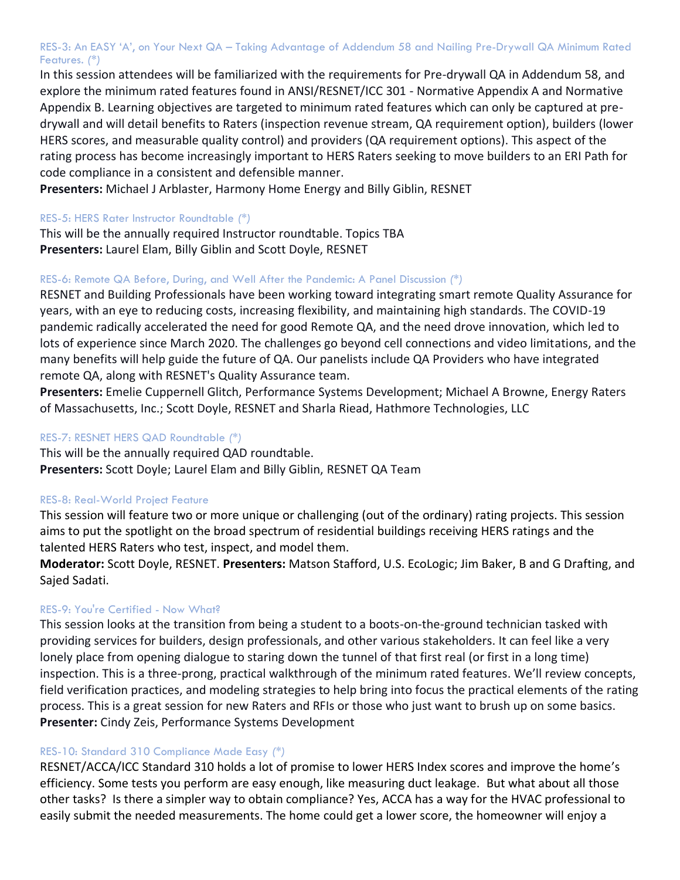### RES-3: An EASY 'A', on Your Next QA – Taking Advantage of Addendum 58 and Nailing Pre-Drywall QA Minimum Rated Features. *(*)*

In this session attendees will be familiarized with the requirements for Pre-drywall QA in Addendum 58, and explore the minimum rated features found in ANSI/RESNET/ICC 301 - Normative Appendix A and Normative Appendix B. Learning objectives are targeted to minimum rated features which can only be captured at pre-drywall and will detail benefits to Raters (inspection revenue stream, QA requirement option), builders (lower HERS scores, and measurable quality control) and providers (QA requirement options). This aspect of the rating process has become increasingly important to HERS Raters seeking to move builders to an ERI Path for code compliance in a consistent and defensible manner.

**Presenters:** Michael J Arblaster, Harmony Home Energy and Billy Giblin, RESNET

### RES-5: HERS Rater Instructor Roundtable *(*)*

This will be the annually required Instructor roundtable. Topics TBA

**Presenters:** Laurel Elam, Billy Giblin and Scott Doyle, RESNET

### RES-6: Remote QA Before, During, and Well After the Pandemic: A Panel Discussion *(*)*

RESNET and Building Professionals have been working toward integrating smart remote Quality Assurance for years, with an eye to reducing costs, increasing flexibility, and maintaining high standards. The COVID-19 pandemic radically accelerated the need for good Remote QA, and the need drove innovation, which led to lots of experience since March 2020. The challenges go beyond cell connections and video limitations, and the many benefits will help guide the future of QA. Our panelists include QA Providers who have integrated remote QA, along with RESNET's Quality Assurance team.

**Presenters:** Emelie Cuppernell Glitch, Performance Systems Development; Michael A Browne, Energy Raters of Massachusetts, Inc.; Scott Doyle, RESNET and Sharla Riead, Hathmore Technologies, LLC

### RES-7: RESNET HERS QAD Roundtable *(*)*

This will be the annually required QAD roundtable.

**Presenters:** Scott Doyle; Laurel Elam and Billy Giblin, RESNET QA Team

### RES-8: Real-World Project Feature

This session will feature two or more unique or challenging (out of the ordinary) rating projects. This session aims to put the spotlight on the broad spectrum of residential buildings receiving HERS ratings and the talented HERS Raters who test, inspect, and model them.

**Moderator:** Scott Doyle, RESNET. **Presenters:** Matson Stafford, U.S. EcoLogic; Jim Baker, B and G Drafting, and Sajed Sadati.

### RES-9: You're Certified - Now What?

This session looks at the transition from being a student to a boots-on-the-ground technician tasked with providing services for builders, design professionals, and other various stakeholders. It can feel like a very lonely place from opening dialogue to staring down the tunnel of that first real (or first in a long time) inspection. This is a three-prong, practical walkthrough of the minimum rated features. We'll review concepts, field verification practices, and modeling strategies to help bring into focus the practical elements of the rating process. This is a great session for new Raters and RFIs or those who just want to brush up on some basics.

**Presenter:** Cindy Zeis, Performance Systems Development

### RES-10: Standard 310 Compliance Made Easy *(*)*

RESNET/ACCA/ICC Standard 310 holds a lot of promise to lower HERS Index scores and improve the home's efficiency. Some tests you perform are easy enough, like measuring duct leakage. But what about all those other tasks? Is there a simpler way to obtain compliance? Yes, ACCA has a way for the HVAC professional to easily submit the needed measurements. The home could get a lower score, the homeowner will enjoy a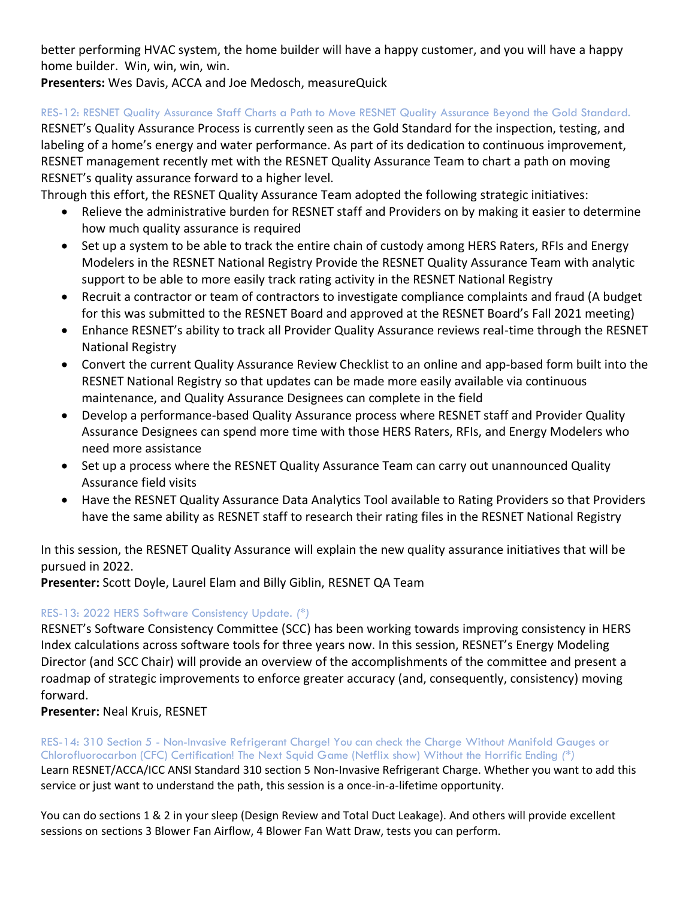better performing HVAC system, the home builder will have a happy customer, and you will have a happy home builder. Win, win, win, win.

**Presenters:** Wes Davis, ACCA and Joe Medosch, measureQuick

### RES-12: RESNET Quality Assurance Staff Charts a Path to Move RESNET Quality Assurance Beyond the Gold Standard.

RESNET's Quality Assurance Process is currently seen as the Gold Standard for the inspection, testing, and labeling of a home's energy and water performance. As part of its dedication to continuous improvement, RESNET management recently met with the RESNET Quality Assurance Team to chart a path on moving RESNET's quality assurance forward to a higher level.

Through this effort, the RESNET Quality Assurance Team adopted the following strategic initiatives:

- Relieve the administrative burden for RESNET staff and Providers on by making it easier to determine how much quality assurance is required
- Set up a system to be able to track the entire chain of custody among HERS Raters, RFIs and Energy Modelers in the RESNET National Registry Provide the RESNET Quality Assurance Team with analytic support to be able to more easily track rating activity in the RESNET National Registry
- Recruit a contractor or team of contractors to investigate compliance complaints and fraud (A budget for this was submitted to the RESNET Board and approved at the RESNET Board's Fall 2021 meeting)
- Enhance RESNET's ability to track all Provider Quality Assurance reviews real-time through the RESNET National Registry
- Convert the current Quality Assurance Review Checklist to an online and app-based form built into the RESNET National Registry so that updates can be made more easily available via continuous maintenance, and Quality Assurance Designees can complete in the field
- Develop a performance-based Quality Assurance process where RESNET staff and Provider Quality Assurance Designees can spend more time with those HERS Raters, RFIs, and Energy Modelers who need more assistance
- Set up a process where the RESNET Quality Assurance Team can carry out unannounced Quality Assurance field visits
- Have the RESNET Quality Assurance Data Analytics Tool available to Rating Providers so that Providers have the same ability as RESNET staff to research their rating files in the RESNET National Registry

In this session, the RESNET Quality Assurance will explain the new quality assurance initiatives that will be pursued in 2022.

**Presenter:** Scott Doyle, Laurel Elam and Billy Giblin, RESNET QA Team

### RES-13: 2022 HERS Software Consistency Update. *(\*)*

RESNET's Software Consistency Committee (SCC) has been working towards improving consistency in HERS Index calculations across software tools for three years now. In this session, RESNET's Energy Modeling Director (and SCC Chair) will provide an overview of the accomplishments of the committee and present a roadmap of strategic improvements to enforce greater accuracy (and, consequently, consistency) moving forward.

**Presenter:** Neal Kruis, RESNET

### RES-14: 310 Section 5 - Non-Invasive Refrigerant Charge! You can check the Charge Without Manifold Gauges or Chlorofluorocarbon (CFC) Certification! The Next Squid Game (Netflix show) Without the Horrific Ending *(\*)*

Learn RESNET/ACCA/ICC ANSI Standard 310 section 5 Non-Invasive Refrigerant Charge. Whether you want to add this service or just want to understand the path, this session is a once-in-a-lifetime opportunity.

You can do sections 1 & 2 in your sleep (Design Review and Total Duct Leakage). And others will provide excellent sessions on sections 3 Blower Fan Airflow, 4 Blower Fan Watt Draw, tests you can perform.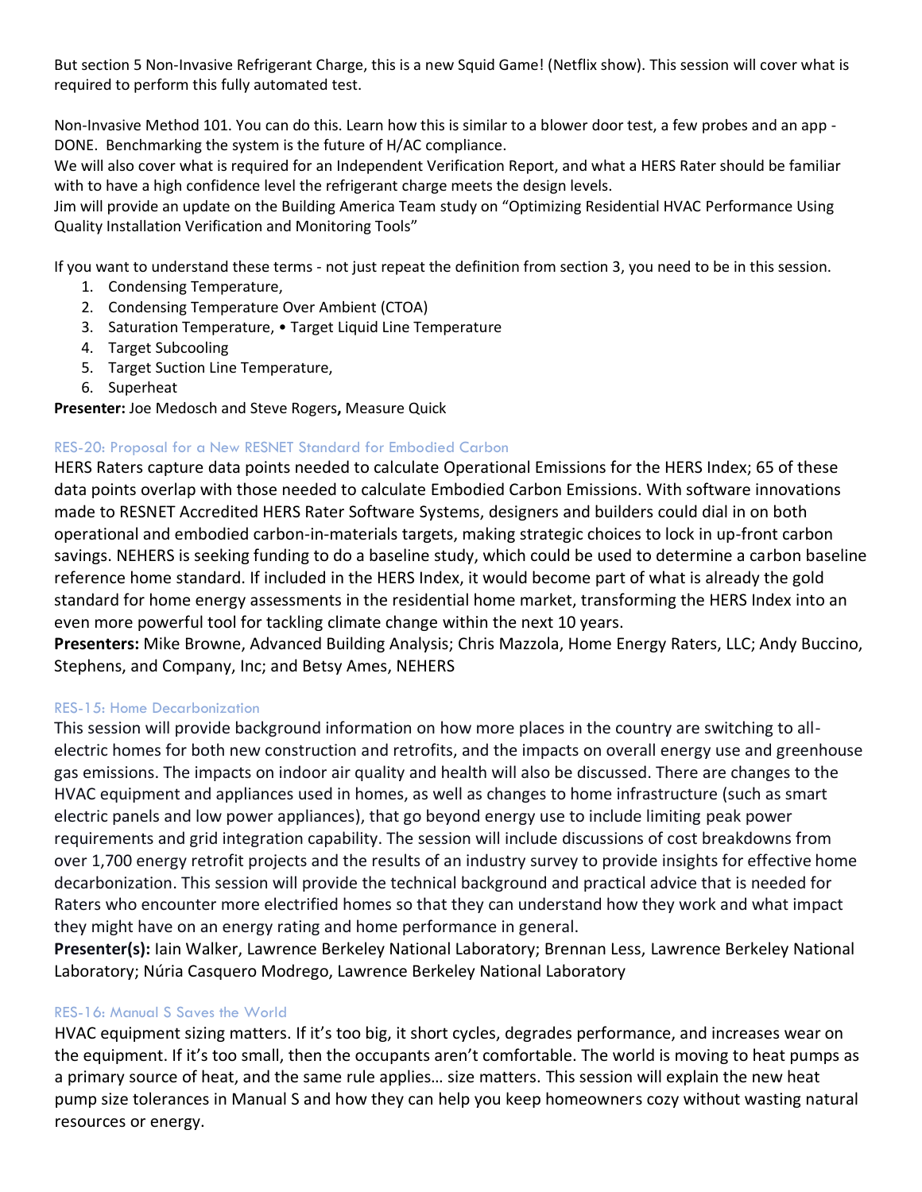But section 5 Non-Invasive Refrigerant Charge, this is a new Squid Game! (Netflix show). This session will cover what is required to perform this fully automated test.

Non-Invasive Method 101. You can do this. Learn how this is similar to a blower door test, a few probes and an app - DONE. Benchmarking the system is the future of H/AC compliance.
We will also cover what is required for an Independent Verification Report, and what a HERS Rater should be familiar with to have a high confidence level the refrigerant charge meets the design levels.
Jim will provide an update on the Building America Team study on "Optimizing Residential HVAC Performance Using Quality Installation Verification and Monitoring Tools"

If you want to understand these terms - not just repeat the definition from section 3, you need to be in this session.

1. Condensing Temperature,
2. Condensing Temperature Over Ambient (CTOA)
3. Saturation Temperature, • Target Liquid Line Temperature
4. Target Subcooling
5. Target Suction Line Temperature,
6. Superheat

**Presenter:** Joe Medosch and Steve Rogers**,** Measure Quick

### RES-20: Proposal for a New RESNET Standard for Embodied Carbon

HERS Raters capture data points needed to calculate Operational Emissions for the HERS Index; 65 of these data points overlap with those needed to calculate Embodied Carbon Emissions. With software innovations made to RESNET Accredited HERS Rater Software Systems, designers and builders could dial in on both operational and embodied carbon-in-materials targets, making strategic choices to lock in up-front carbon savings. NEHERS is seeking funding to do a baseline study, which could be used to determine a carbon baseline reference home standard. If included in the HERS Index, it would become part of what is already the gold standard for home energy assessments in the residential home market, transforming the HERS Index into an even more powerful tool for tackling climate change within the next 10 years.
**Presenters:** Mike Browne, Advanced Building Analysis; Chris Mazzola, Home Energy Raters, LLC; Andy Buccino, Stephens, and Company, Inc; and Betsy Ames, NEHERS

### RES-15: Home Decarbonization

This session will provide background information on how more places in the country are switching to all-electric homes for both new construction and retrofits, and the impacts on overall energy use and greenhouse gas emissions. The impacts on indoor air quality and health will also be discussed. There are changes to the HVAC equipment and appliances used in homes, as well as changes to home infrastructure (such as smart electric panels and low power appliances), that go beyond energy use to include limiting peak power requirements and grid integration capability. The session will include discussions of cost breakdowns from over 1,700 energy retrofit projects and the results of an industry survey to provide insights for effective home decarbonization. This session will provide the technical background and practical advice that is needed for Raters who encounter more electrified homes so that they can understand how they work and what impact they might have on an energy rating and home performance in general.
**Presenter(s):** Iain Walker, Lawrence Berkeley National Laboratory; Brennan Less, Lawrence Berkeley National Laboratory; Núria Casquero Modrego, Lawrence Berkeley National Laboratory

### RES-16: Manual S Saves the World

HVAC equipment sizing matters. If it's too big, it short cycles, degrades performance, and increases wear on the equipment. If it's too small, then the occupants aren't comfortable. The world is moving to heat pumps as a primary source of heat, and the same rule applies… size matters. This session will explain the new heat pump size tolerances in Manual S and how they can help you keep homeowners cozy without wasting natural resources or energy.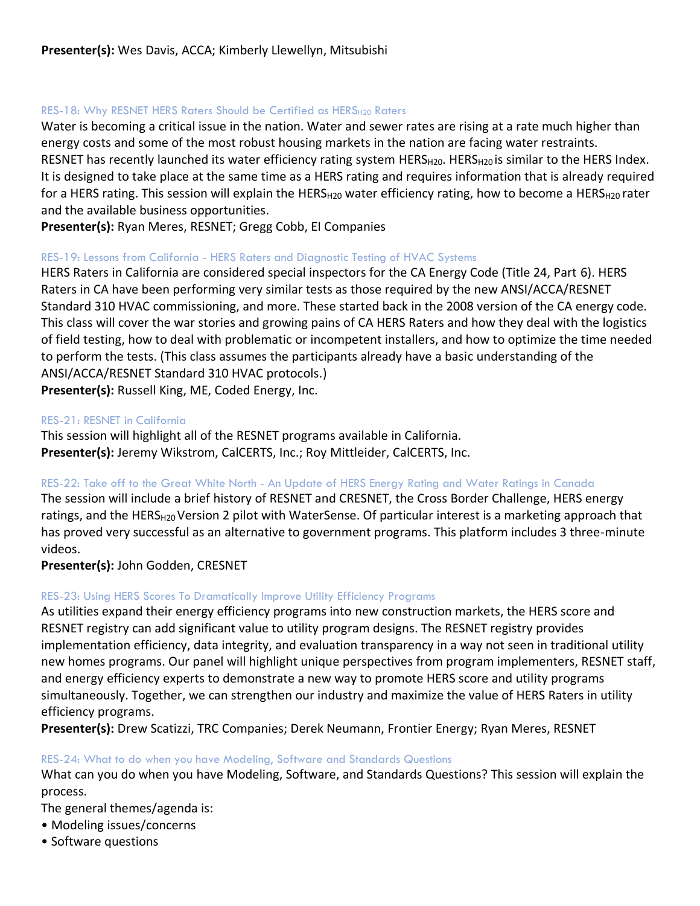**Presenter(s):** Wes Davis, ACCA; Kimberly Llewellyn, Mitsubishi

### RES-18: Why RESNET HERS Raters Should be Certified as $HERS_{H20}$ Raters

Water is becoming a critical issue in the nation. Water and sewer rates are rising at a rate much higher than energy costs and some of the most robust housing markets in the nation are facing water restraints. RESNET has recently launched its water efficiency rating system $HERS_{H20}$. $HERS_{H20}$ is similar to the HERS Index. It is designed to take place at the same time as a HERS rating and requires information that is already required for a HERS rating. This session will explain the $HERS_{H20}$ water efficiency rating, how to become a $HERS_{H20}$ rater and the available business opportunities.

**Presenter(s):** Ryan Meres, RESNET; Gregg Cobb, EI Companies

### RES-19: Lessons from California - HERS Raters and Diagnostic Testing of HVAC Systems

HERS Raters in California are considered special inspectors for the CA Energy Code (Title 24, Part 6). HERS Raters in CA have been performing very similar tests as those required by the new ANSI/ACCA/RESNET Standard 310 HVAC commissioning, and more. These started back in the 2008 version of the CA energy code. This class will cover the war stories and growing pains of CA HERS Raters and how they deal with the logistics of field testing, how to deal with problematic or incompetent installers, and how to optimize the time needed to perform the tests. (This class assumes the participants already have a basic understanding of the ANSI/ACCA/RESNET Standard 310 HVAC protocols.)

**Presenter(s):** Russell King, ME, Coded Energy, Inc.

### RES-21: RESNET in California

This session will highlight all of the RESNET programs available in California.

**Presenter(s):** Jeremy Wikstrom, CalCERTS, Inc.; Roy Mittleider, CalCERTS, Inc.

### RES-22: Take off to the Great White North - An Update of HERS Energy Rating and Water Ratings in Canada

The session will include a brief history of RESNET and CRESNET, the Cross Border Challenge, HERS energy ratings, and the $HERS_{H20}$ Version 2 pilot with WaterSense. Of particular interest is a marketing approach that has proved very successful as an alternative to government programs. This platform includes 3 three-minute videos.

**Presenter(s):** John Godden, CRESNET

### RES-23: Using HERS Scores To Dramatically Improve Utility Efficiency Programs

As utilities expand their energy efficiency programs into new construction markets, the HERS score and RESNET registry can add significant value to utility program designs. The RESNET registry provides implementation efficiency, data integrity, and evaluation transparency in a way not seen in traditional utility new homes programs. Our panel will highlight unique perspectives from program implementers, RESNET staff, and energy efficiency experts to demonstrate a new way to promote HERS score and utility programs simultaneously. Together, we can strengthen our industry and maximize the value of HERS Raters in utility efficiency programs.

**Presenter(s):** Drew Scatizzi, TRC Companies; Derek Neumann, Frontier Energy; Ryan Meres, RESNET

### RES-24: What to do when you have Modeling, Software and Standards Questions

What can you do when you have Modeling, Software, and Standards Questions? This session will explain the process.

The general themes/agenda is:

- Modeling issues/concerns
- Software questions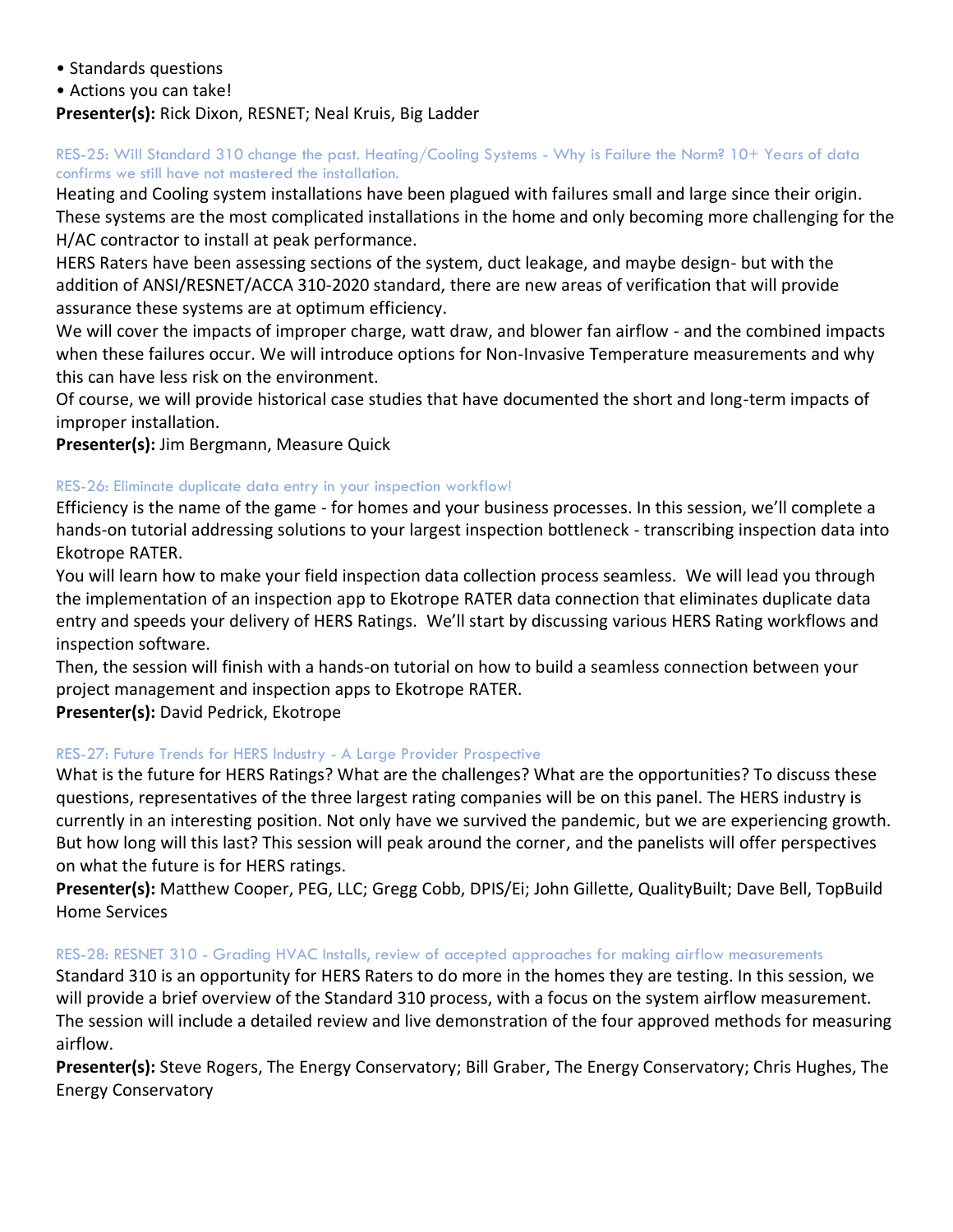- Standards questions
- Actions you can take!

**Presenter(s):** Rick Dixon, RESNET; Neal Kruis, Big Ladder

### RES-25: Will Standard 310 change the past. Heating/Cooling Systems - Why is Failure the Norm? 10+ Years of data confirms we still have not mastered the installation.

Heating and Cooling system installations have been plagued with failures small and large since their origin. These systems are the most complicated installations in the home and only becoming more challenging for the H/AC contractor to install at peak performance.

HERS Raters have been assessing sections of the system, duct leakage, and maybe design- but with the addition of ANSI/RESNET/ACCA 310-2020 standard, there are new areas of verification that will provide assurance these systems are at optimum efficiency.

We will cover the impacts of improper charge, watt draw, and blower fan airflow - and the combined impacts when these failures occur. We will introduce options for Non-Invasive Temperature measurements and why this can have less risk on the environment.

Of course, we will provide historical case studies that have documented the short and long-term impacts of improper installation.

**Presenter(s):** Jim Bergmann, Measure Quick

### RES-26: Eliminate duplicate data entry in your inspection workflow!

Efficiency is the name of the game - for homes and your business processes. In this session, we'll complete a hands-on tutorial addressing solutions to your largest inspection bottleneck - transcribing inspection data into Ekotrope RATER.

You will learn how to make your field inspection data collection process seamless. We will lead you through the implementation of an inspection app to Ekotrope RATER data connection that eliminates duplicate data entry and speeds your delivery of HERS Ratings. We'll start by discussing various HERS Rating workflows and inspection software.

Then, the session will finish with a hands-on tutorial on how to build a seamless connection between your project management and inspection apps to Ekotrope RATER.

**Presenter(s):** David Pedrick, Ekotrope

### RES-27: Future Trends for HERS Industry - A Large Provider Prospective

What is the future for HERS Ratings? What are the challenges? What are the opportunities? To discuss these questions, representatives of the three largest rating companies will be on this panel. The HERS industry is currently in an interesting position. Not only have we survived the pandemic, but we are experiencing growth. But how long will this last? This session will peak around the corner, and the panelists will offer perspectives on what the future is for HERS ratings.

**Presenter(s):** Matthew Cooper, PEG, LLC; Gregg Cobb, DPIS/Ei; John Gillette, QualityBuilt; Dave Bell, TopBuild Home Services

### RES-28: RESNET 310 - Grading HVAC Installs, review of accepted approaches for making airflow measurements

Standard 310 is an opportunity for HERS Raters to do more in the homes they are testing. In this session, we will provide a brief overview of the Standard 310 process, with a focus on the system airflow measurement. The session will include a detailed review and live demonstration of the four approved methods for measuring airflow.

**Presenter(s):** Steve Rogers, The Energy Conservatory; Bill Graber, The Energy Conservatory; Chris Hughes, The Energy Conservatory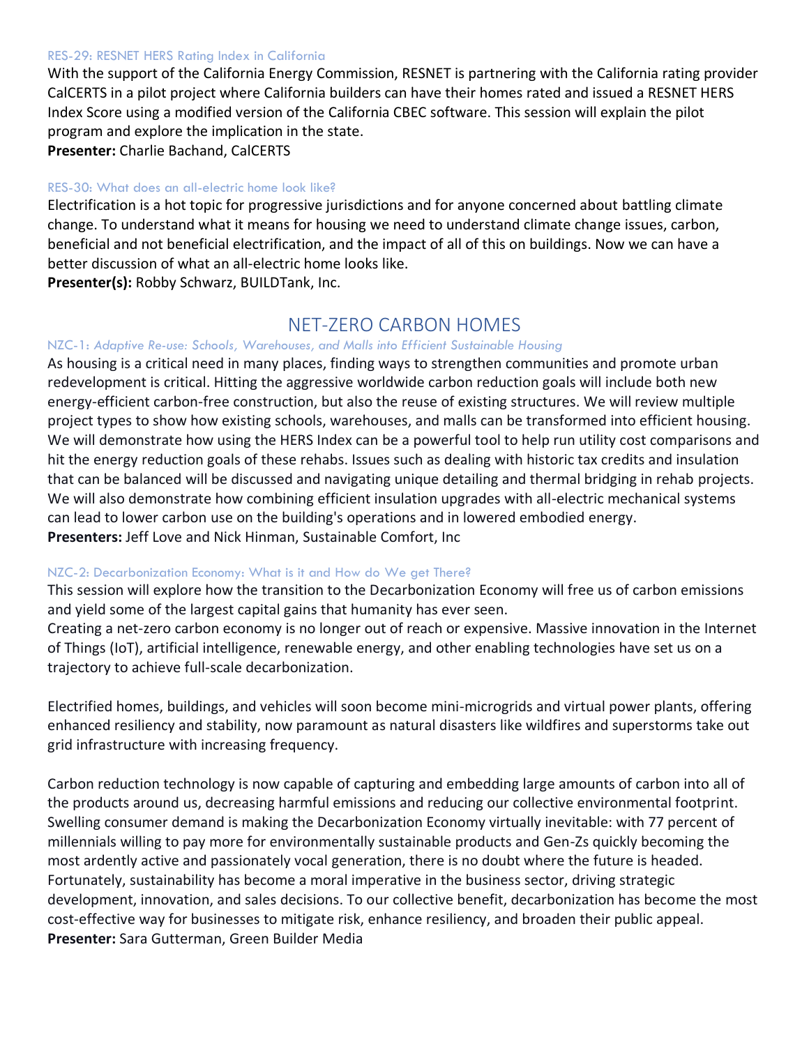### RES-29: RESNET HERS Rating Index in California

With the support of the California Energy Commission, RESNET is partnering with the California rating provider CalCERTS in a pilot project where California builders can have their homes rated and issued a RESNET HERS Index Score using a modified version of the California CBEC software. This session will explain the pilot program and explore the implication in the state.

**Presenter:** Charlie Bachand, CalCERTS

### RES-30: What does an all-electric home look like?

Electrification is a hot topic for progressive jurisdictions and for anyone concerned about battling climate change. To understand what it means for housing we need to understand climate change issues, carbon, beneficial and not beneficial electrification, and the impact of all of this on buildings. Now we can have a better discussion of what an all-electric home looks like.

**Presenter(s):** Robby Schwarz, BUILDTank, Inc.

## NET-ZERO CARBON HOMES

### NZC-1: *Adaptive Re-use: Schools, Warehouses, and Malls into Efficient Sustainable Housing*

As housing is a critical need in many places, finding ways to strengthen communities and promote urban redevelopment is critical. Hitting the aggressive worldwide carbon reduction goals will include both new energy-efficient carbon-free construction, but also the reuse of existing structures. We will review multiple project types to show how existing schools, warehouses, and malls can be transformed into efficient housing. We will demonstrate how using the HERS Index can be a powerful tool to help run utility cost comparisons and hit the energy reduction goals of these rehabs. Issues such as dealing with historic tax credits and insulation that can be balanced will be discussed and navigating unique detailing and thermal bridging in rehab projects. We will also demonstrate how combining efficient insulation upgrades with all-electric mechanical systems can lead to lower carbon use on the building's operations and in lowered embodied energy.

**Presenters:** Jeff Love and Nick Hinman, Sustainable Comfort, Inc

### NZC-2: Decarbonization Economy: What is it and How do We get There?

This session will explore how the transition to the Decarbonization Economy will free us of carbon emissions and yield some of the largest capital gains that humanity has ever seen.

Creating a net-zero carbon economy is no longer out of reach or expensive. Massive innovation in the Internet of Things (IoT), artificial intelligence, renewable energy, and other enabling technologies have set us on a trajectory to achieve full-scale decarbonization.

Electrified homes, buildings, and vehicles will soon become mini-microgrids and virtual power plants, offering enhanced resiliency and stability, now paramount as natural disasters like wildfires and superstorms take out grid infrastructure with increasing frequency.

Carbon reduction technology is now capable of capturing and embedding large amounts of carbon into all of the products around us, decreasing harmful emissions and reducing our collective environmental footprint. Swelling consumer demand is making the Decarbonization Economy virtually inevitable: with 77 percent of millennials willing to pay more for environmentally sustainable products and Gen-Zs quickly becoming the most ardently active and passionately vocal generation, there is no doubt where the future is headed. Fortunately, sustainability has become a moral imperative in the business sector, driving strategic development, innovation, and sales decisions. To our collective benefit, decarbonization has become the most cost-effective way for businesses to mitigate risk, enhance resiliency, and broaden their public appeal.

**Presenter:** Sara Gutterman, Green Builder Media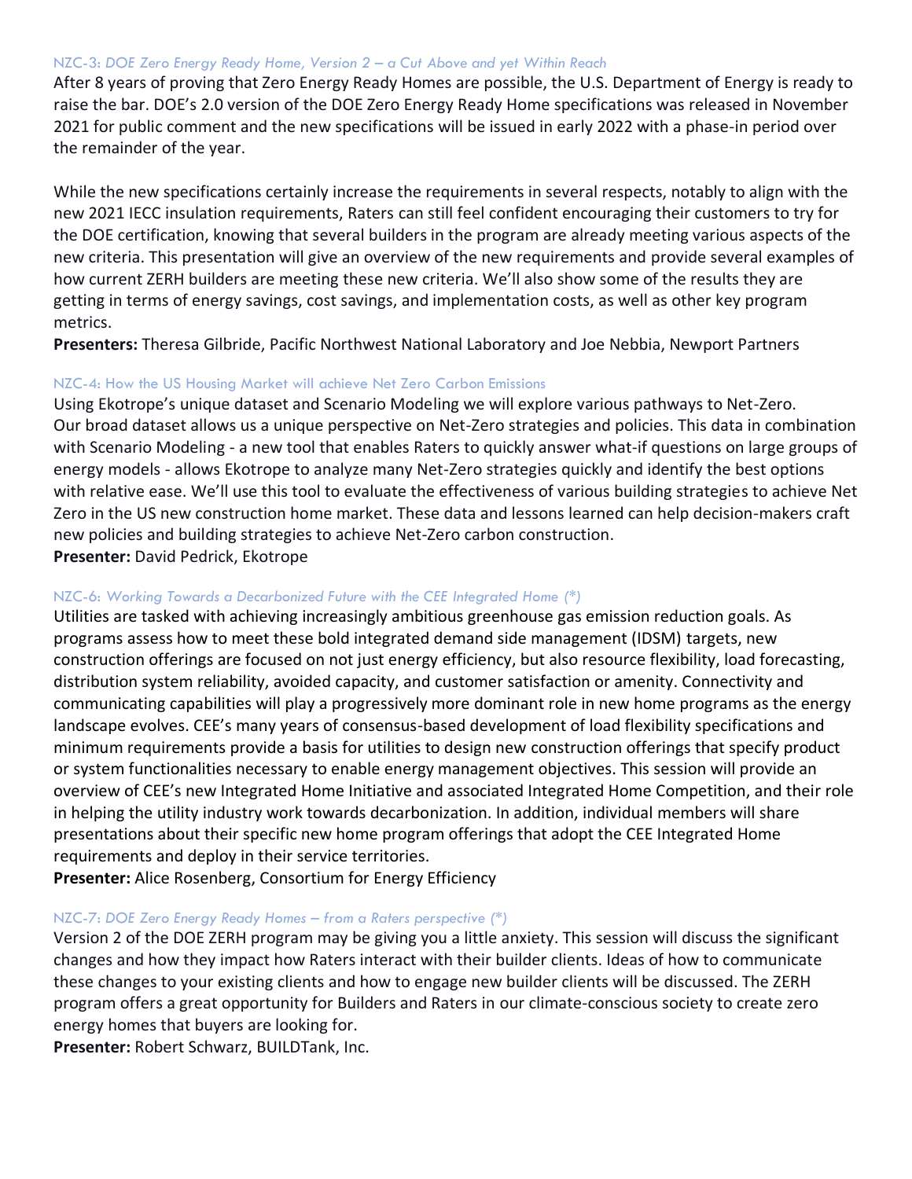### NZC-3: *DOE Zero Energy Ready Home, Version 2 – a Cut Above and yet Within Reach*

After 8 years of proving that Zero Energy Ready Homes are possible, the U.S. Department of Energy is ready to raise the bar. DOE's 2.0 version of the DOE Zero Energy Ready Home specifications was released in November 2021 for public comment and the new specifications will be issued in early 2022 with a phase-in period over the remainder of the year.

While the new specifications certainly increase the requirements in several respects, notably to align with the new 2021 IECC insulation requirements, Raters can still feel confident encouraging their customers to try for the DOE certification, knowing that several builders in the program are already meeting various aspects of the new criteria. This presentation will give an overview of the new requirements and provide several examples of how current ZERH builders are meeting these new criteria. We'll also show some of the results they are getting in terms of energy savings, cost savings, and implementation costs, as well as other key program metrics.

**Presenters:** Theresa Gilbride, Pacific Northwest National Laboratory and Joe Nebbia, Newport Partners

### NZC-4: How the US Housing Market will achieve Net Zero Carbon Emissions

Using Ekotrope's unique dataset and Scenario Modeling we will explore various pathways to Net-Zero. Our broad dataset allows us a unique perspective on Net-Zero strategies and policies. This data in combination with Scenario Modeling - a new tool that enables Raters to quickly answer what-if questions on large groups of energy models - allows Ekotrope to analyze many Net-Zero strategies quickly and identify the best options with relative ease. We'll use this tool to evaluate the effectiveness of various building strategies to achieve Net Zero in the US new construction home market. These data and lessons learned can help decision-makers craft new policies and building strategies to achieve Net-Zero carbon construction.

**Presenter:** David Pedrick, Ekotrope

### NZC-6: *Working Towards a Decarbonized Future with the CEE Integrated Home (*)*

Utilities are tasked with achieving increasingly ambitious greenhouse gas emission reduction goals. As programs assess how to meet these bold integrated demand side management (IDSM) targets, new construction offerings are focused on not just energy efficiency, but also resource flexibility, load forecasting, distribution system reliability, avoided capacity, and customer satisfaction or amenity. Connectivity and communicating capabilities will play a progressively more dominant role in new home programs as the energy landscape evolves. CEE's many years of consensus-based development of load flexibility specifications and minimum requirements provide a basis for utilities to design new construction offerings that specify product or system functionalities necessary to enable energy management objectives. This session will provide an overview of CEE's new Integrated Home Initiative and associated Integrated Home Competition, and their role in helping the utility industry work towards decarbonization. In addition, individual members will share presentations about their specific new home program offerings that adopt the CEE Integrated Home requirements and deploy in their service territories.

**Presenter:** Alice Rosenberg, Consortium for Energy Efficiency

### NZC-7: *DOE Zero Energy Ready Homes – from a Raters perspective (*)*

Version 2 of the DOE ZERH program may be giving you a little anxiety. This session will discuss the significant changes and how they impact how Raters interact with their builder clients. Ideas of how to communicate these changes to your existing clients and how to engage new builder clients will be discussed. The ZERH program offers a great opportunity for Builders and Raters in our climate-conscious society to create zero energy homes that buyers are looking for.

**Presenter:** Robert Schwarz, BUILDTank, Inc.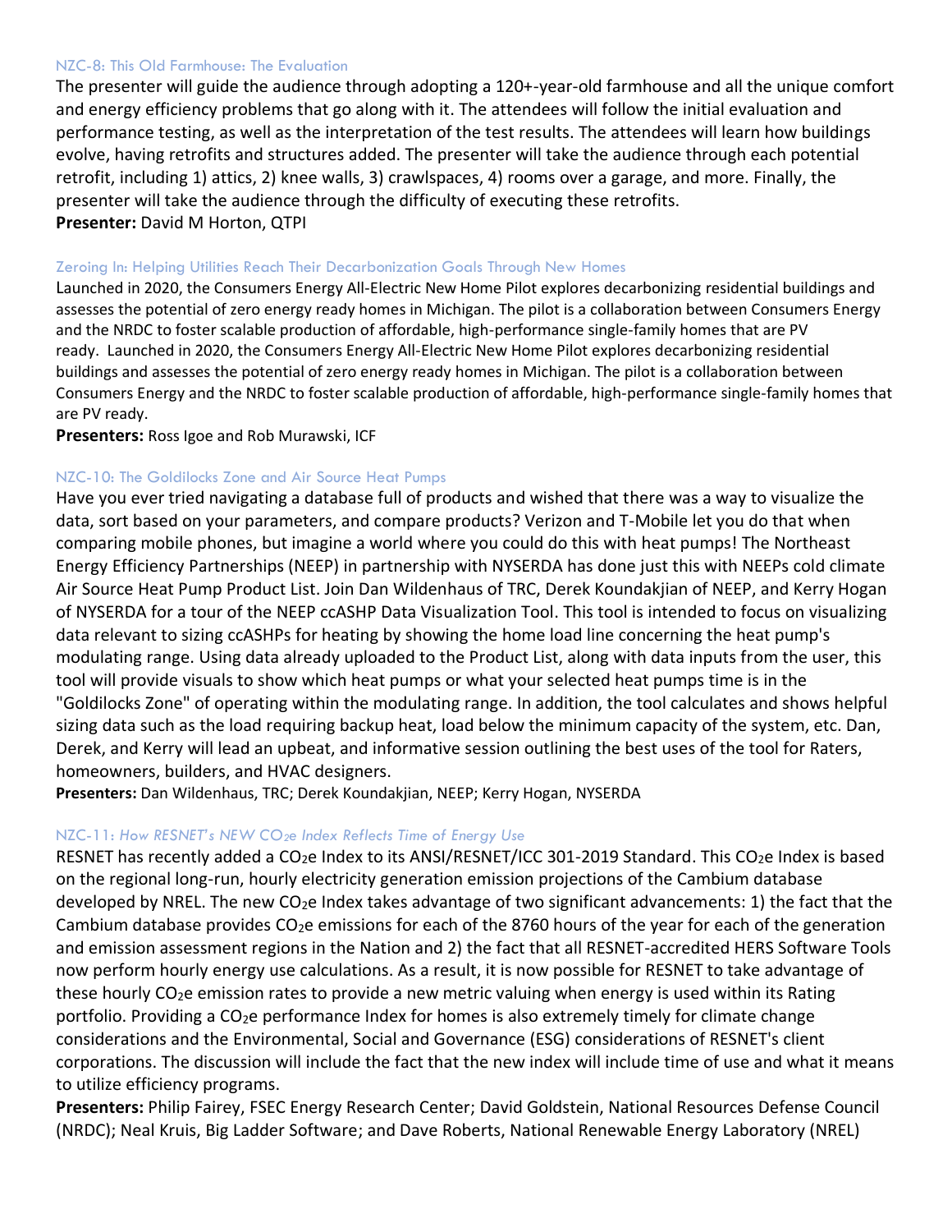### NZC-8: This Old Farmhouse: The Evaluation

The presenter will guide the audience through adopting a 120+-year-old farmhouse and all the unique comfort and energy efficiency problems that go along with it. The attendees will follow the initial evaluation and performance testing, as well as the interpretation of the test results. The attendees will learn how buildings evolve, having retrofits and structures added. The presenter will take the audience through each potential retrofit, including 1) attics, 2) knee walls, 3) crawlspaces, 4) rooms over a garage, and more. Finally, the presenter will take the audience through the difficulty of executing these retrofits.

**Presenter:** David M Horton, QTPI

### Zeroing In: Helping Utilities Reach Their Decarbonization Goals Through New Homes

Launched in 2020, the Consumers Energy All-Electric New Home Pilot explores decarbonizing residential buildings and assesses the potential of zero energy ready homes in Michigan. The pilot is a collaboration between Consumers Energy and the NRDC to foster scalable production of affordable, high-performance single-family homes that are PV ready. Launched in 2020, the Consumers Energy All-Electric New Home Pilot explores decarbonizing residential buildings and assesses the potential of zero energy ready homes in Michigan. The pilot is a collaboration between Consumers Energy and the NRDC to foster scalable production of affordable, high-performance single-family homes that are PV ready.

**Presenters:** Ross Igoe and Rob Murawski, ICF

### NZC-10: The Goldilocks Zone and Air Source Heat Pumps

Have you ever tried navigating a database full of products and wished that there was a way to visualize the data, sort based on your parameters, and compare products? Verizon and T-Mobile let you do that when comparing mobile phones, but imagine a world where you could do this with heat pumps! The Northeast Energy Efficiency Partnerships (NEEP) in partnership with NYSERDA has done just this with NEEPs cold climate Air Source Heat Pump Product List. Join Dan Wildenhaus of TRC, Derek Koundakjian of NEEP, and Kerry Hogan of NYSERDA for a tour of the NEEP ccASHP Data Visualization Tool. This tool is intended to focus on visualizing data relevant to sizing ccASHPs for heating by showing the home load line concerning the heat pump's modulating range. Using data already uploaded to the Product List, along with data inputs from the user, this tool will provide visuals to show which heat pumps or what your selected heat pumps time is in the "Goldilocks Zone" of operating within the modulating range. In addition, the tool calculates and shows helpful sizing data such as the load requiring backup heat, load below the minimum capacity of the system, etc. Dan, Derek, and Kerry will lead an upbeat, and informative session outlining the best uses of the tool for Raters, homeowners, builders, and HVAC designers.

**Presenters:** Dan Wildenhaus, TRC; Derek Koundakjian, NEEP; Kerry Hogan, NYSERDA

### NZC-11: *How RESNET's NEW $CO_2e$ Index Reflects Time of Energy Use*

RESNET has recently added a $CO_2e$ Index to its ANSI/RESNET/ICC 301-2019 Standard. This $CO_2e$ Index is based on the regional long-run, hourly electricity generation emission projections of the Cambium database developed by NREL. The new $CO_2e$ Index takes advantage of two significant advancements: 1) the fact that the Cambium database provides $CO_2e$ emissions for each of the 8760 hours of the year for each of the generation and emission assessment regions in the Nation and 2) the fact that all RESNET-accredited HERS Software Tools now perform hourly energy use calculations. As a result, it is now possible for RESNET to take advantage of these hourly $CO_2e$ emission rates to provide a new metric valuing when energy is used within its Rating portfolio. Providing a $CO_2e$ performance Index for homes is also extremely timely for climate change considerations and the Environmental, Social and Governance (ESG) considerations of RESNET's client corporations. The discussion will include the fact that the new index will include time of use and what it means to utilize efficiency programs.

**Presenters:** Philip Fairey, FSEC Energy Research Center; David Goldstein, National Resources Defense Council (NRDC); Neal Kruis, Big Ladder Software; and Dave Roberts, National Renewable Energy Laboratory (NREL)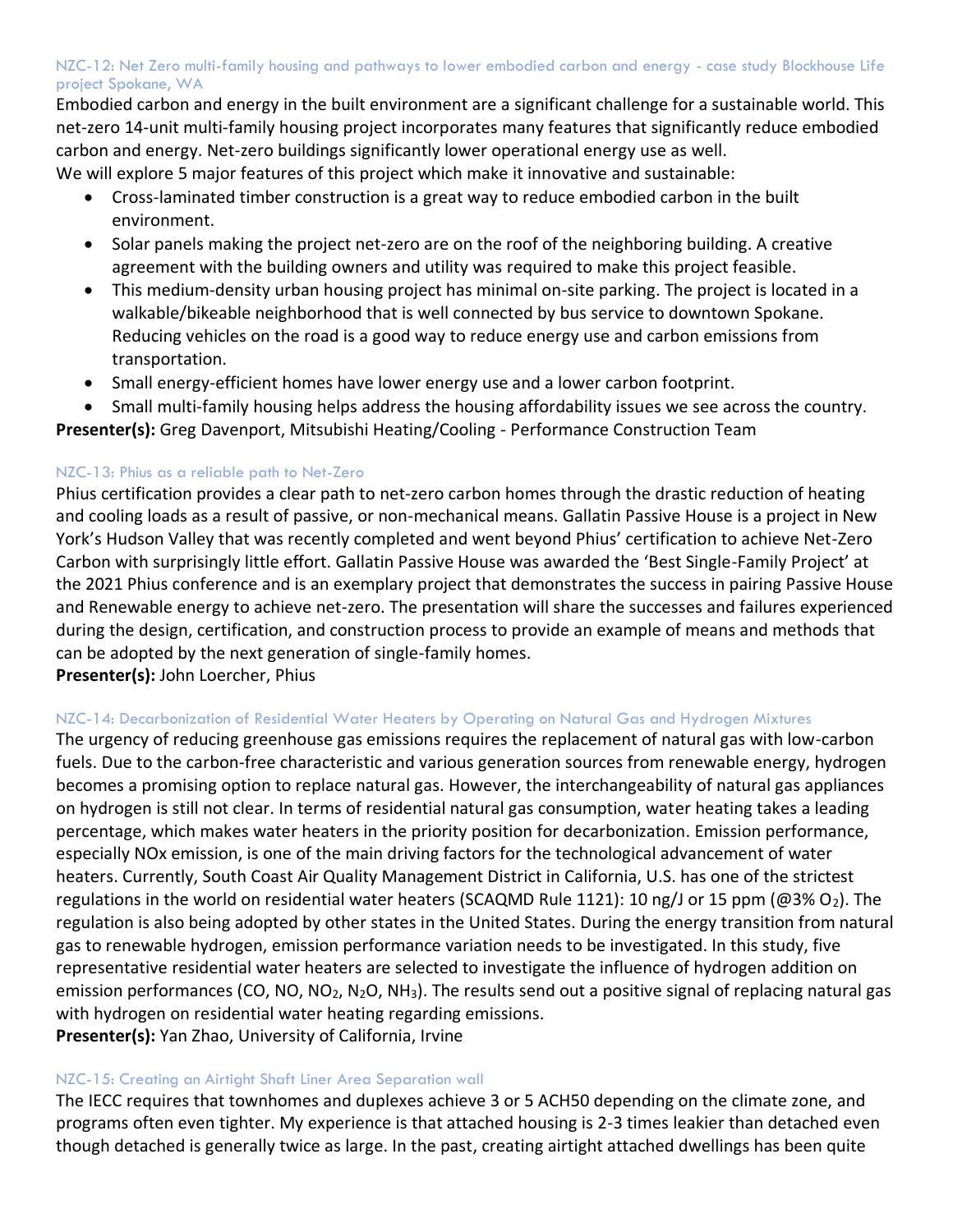### NZC-12: Net Zero multi-family housing and pathways to lower embodied carbon and energy - case study Blockhouse Life project Spokane, WA

Embodied carbon and energy in the built environment are a significant challenge for a sustainable world. This net-zero 14-unit multi-family housing project incorporates many features that significantly reduce embodied carbon and energy. Net-zero buildings significantly lower operational energy use as well.
We will explore 5 major features of this project which make it innovative and sustainable:

- Cross-laminated timber construction is a great way to reduce embodied carbon in the built environment.
- Solar panels making the project net-zero are on the roof of the neighboring building. A creative agreement with the building owners and utility was required to make this project feasible.
- This medium-density urban housing project has minimal on-site parking. The project is located in a walkable/bikeable neighborhood that is well connected by bus service to downtown Spokane. Reducing vehicles on the road is a good way to reduce energy use and carbon emissions from transportation.
- Small energy-efficient homes have lower energy use and a lower carbon footprint.
- Small multi-family housing helps address the housing affordability issues we see across the country.

**Presenter(s):** Greg Davenport, Mitsubishi Heating/Cooling - Performance Construction Team

### NZC-13: Phius as a reliable path to Net-Zero

Phius certification provides a clear path to net-zero carbon homes through the drastic reduction of heating and cooling loads as a result of passive, or non-mechanical means. Gallatin Passive House is a project in New York's Hudson Valley that was recently completed and went beyond Phius' certification to achieve Net-Zero Carbon with surprisingly little effort. Gallatin Passive House was awarded the 'Best Single-Family Project' at the 2021 Phius conference and is an exemplary project that demonstrates the success in pairing Passive House and Renewable energy to achieve net-zero. The presentation will share the successes and failures experienced during the design, certification, and construction process to provide an example of means and methods that can be adopted by the next generation of single-family homes.
**Presenter(s):** John Loercher, Phius

### NZC-14: Decarbonization of Residential Water Heaters by Operating on Natural Gas and Hydrogen Mixtures

The urgency of reducing greenhouse gas emissions requires the replacement of natural gas with low-carbon fuels. Due to the carbon-free characteristic and various generation sources from renewable energy, hydrogen becomes a promising option to replace natural gas. However, the interchangeability of natural gas appliances on hydrogen is still not clear. In terms of residential natural gas consumption, water heating takes a leading percentage, which makes water heaters in the priority position for decarbonization. Emission performance, especially NOx emission, is one of the main driving factors for the technological advancement of water heaters. Currently, South Coast Air Quality Management District in California, U.S. has one of the strictest regulations in the world on residential water heaters (SCAQMD Rule 1121): 10 ng/J or 15 ppm (@3% $O_2$). The regulation is also being adopted by other states in the United States. During the energy transition from natural gas to renewable hydrogen, emission performance variation needs to be investigated. In this study, five representative residential water heaters are selected to investigate the influence of hydrogen addition on emission performances (CO, NO, $NO_2$, $N_2O$, $NH_3$). The results send out a positive signal of replacing natural gas with hydrogen on residential water heating regarding emissions.
**Presenter(s):** Yan Zhao, University of California, Irvine

### NZC-15: Creating an Airtight Shaft Liner Area Separation wall

The IECC requires that townhomes and duplexes achieve 3 or 5 ACH50 depending on the climate zone, and programs often even tighter. My experience is that attached housing is 2-3 times leakier than detached even though detached is generally twice as large. In the past, creating airtight attached dwellings has been quite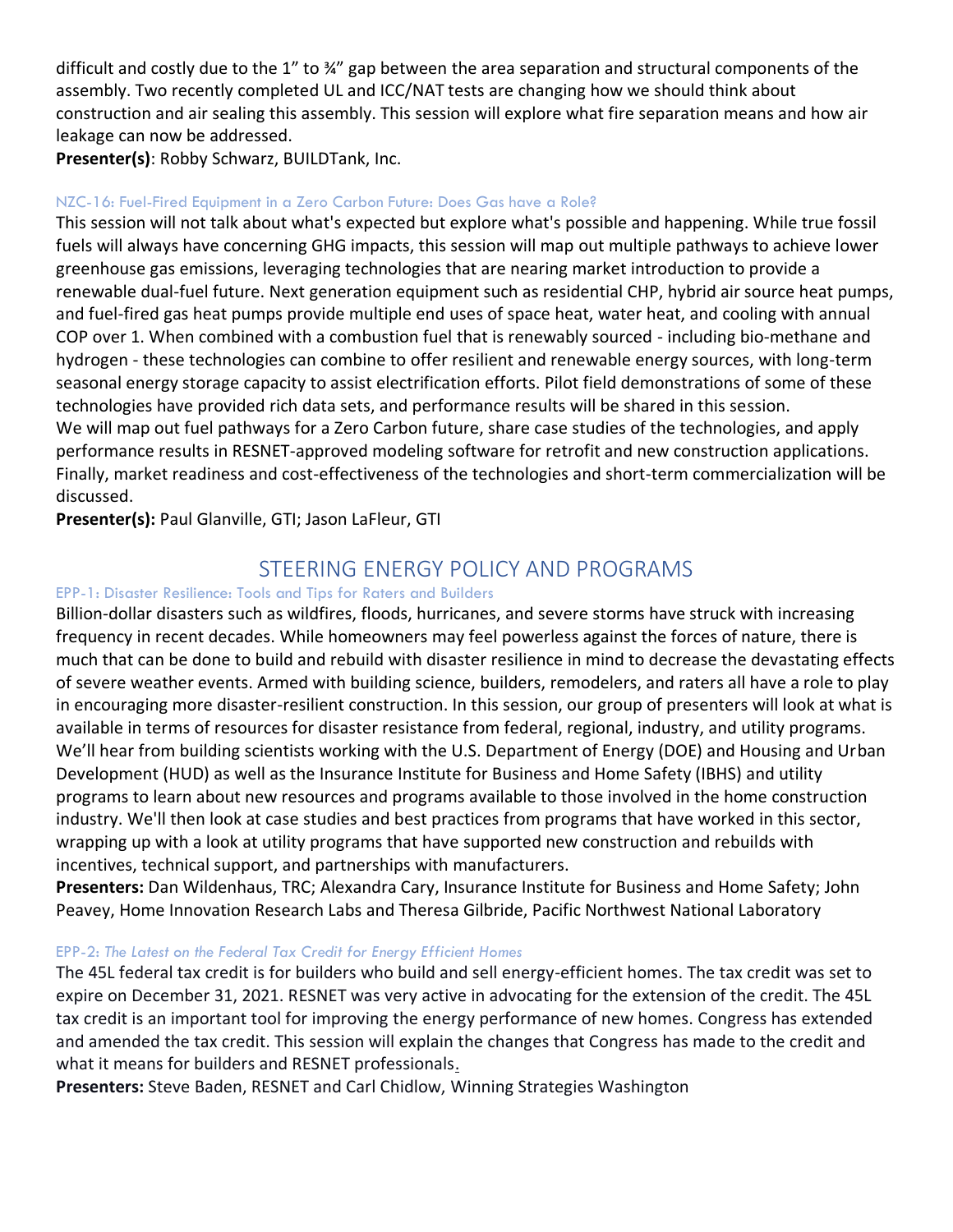difficult and costly due to the 1" to ¾" gap between the area separation and structural components of the assembly. Two recently completed UL and ICC/NAT tests are changing how we should think about construction and air sealing this assembly. This session will explore what fire separation means and how air leakage can now be addressed.

**Presenter(s)**: Robby Schwarz, BUILDTank, Inc.

#### NZC-16: Fuel-Fired Equipment in a Zero Carbon Future: Does Gas have a Role?

This session will not talk about what's expected but explore what's possible and happening. While true fossil fuels will always have concerning GHG impacts, this session will map out multiple pathways to achieve lower greenhouse gas emissions, leveraging technologies that are nearing market introduction to provide a renewable dual-fuel future. Next generation equipment such as residential CHP, hybrid air source heat pumps, and fuel-fired gas heat pumps provide multiple end uses of space heat, water heat, and cooling with annual COP over 1. When combined with a combustion fuel that is renewably sourced - including bio-methane and hydrogen - these technologies can combine to offer resilient and renewable energy sources, with long-term seasonal energy storage capacity to assist electrification efforts. Pilot field demonstrations of some of these technologies have provided rich data sets, and performance results will be shared in this session.

We will map out fuel pathways for a Zero Carbon future, share case studies of the technologies, and apply performance results in RESNET-approved modeling software for retrofit and new construction applications. Finally, market readiness and cost-effectiveness of the technologies and short-term commercialization will be discussed.

**Presenter(s):** Paul Glanville, GTI; Jason LaFleur, GTI

## STEERING ENERGY POLICY AND PROGRAMS

#### EPP-1: Disaster Resilience: Tools and Tips for Raters and Builders

Billion-dollar disasters such as wildfires, floods, hurricanes, and severe storms have struck with increasing frequency in recent decades. While homeowners may feel powerless against the forces of nature, there is much that can be done to build and rebuild with disaster resilience in mind to decrease the devastating effects of severe weather events. Armed with building science, builders, remodelers, and raters all have a role to play in encouraging more disaster-resilient construction. In this session, our group of presenters will look at what is available in terms of resources for disaster resistance from federal, regional, industry, and utility programs. We'll hear from building scientists working with the U.S. Department of Energy (DOE) and Housing and Urban Development (HUD) as well as the Insurance Institute for Business and Home Safety (IBHS) and utility programs to learn about new resources and programs available to those involved in the home construction industry. We'll then look at case studies and best practices from programs that have worked in this sector, wrapping up with a look at utility programs that have supported new construction and rebuilds with incentives, technical support, and partnerships with manufacturers.

**Presenters:** Dan Wildenhaus, TRC; Alexandra Cary, Insurance Institute for Business and Home Safety; John Peavey, Home Innovation Research Labs and Theresa Gilbride, Pacific Northwest National Laboratory

#### EPP-2: *The Latest on the Federal Tax Credit for Energy Efficient Homes*

The 45L federal tax credit is for builders who build and sell energy-efficient homes. The tax credit was set to expire on December 31, 2021. RESNET was very active in advocating for the extension of the credit. The 45L tax credit is an important tool for improving the energy performance of new homes. Congress has extended and amended the tax credit. This session will explain the changes that Congress has made to the credit and what it means for builders and RESNET professionals.

**Presenters:** Steve Baden, RESNET and Carl Chidlow, Winning Strategies Washington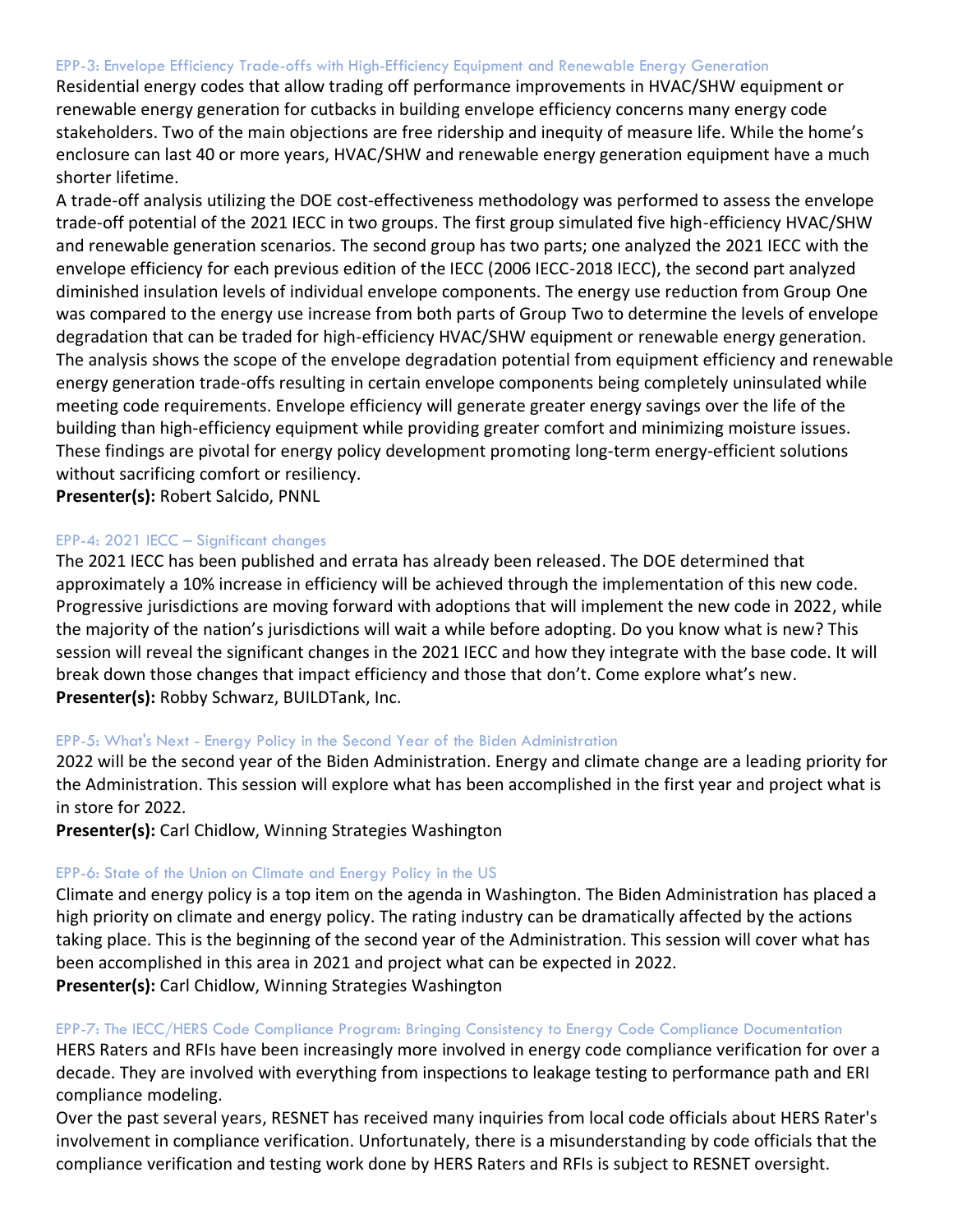#### EPP-3: Envelope Efficiency Trade-offs with High-Efficiency Equipment and Renewable Energy Generation

Residential energy codes that allow trading off performance improvements in HVAC/SHW equipment or renewable energy generation for cutbacks in building envelope efficiency concerns many energy code stakeholders. Two of the main objections are free ridership and inequity of measure life. While the home's enclosure can last 40 or more years, HVAC/SHW and renewable energy generation equipment have a much shorter lifetime.

A trade-off analysis utilizing the DOE cost-effectiveness methodology was performed to assess the envelope trade-off potential of the 2021 IECC in two groups. The first group simulated five high-efficiency HVAC/SHW and renewable generation scenarios. The second group has two parts; one analyzed the 2021 IECC with the envelope efficiency for each previous edition of the IECC (2006 IECC-2018 IECC), the second part analyzed diminished insulation levels of individual envelope components. The energy use reduction from Group One was compared to the energy use increase from both parts of Group Two to determine the levels of envelope degradation that can be traded for high-efficiency HVAC/SHW equipment or renewable energy generation. The analysis shows the scope of the envelope degradation potential from equipment efficiency and renewable energy generation trade-offs resulting in certain envelope components being completely uninsulated while meeting code requirements. Envelope efficiency will generate greater energy savings over the life of the building than high-efficiency equipment while providing greater comfort and minimizing moisture issues. These findings are pivotal for energy policy development promoting long-term energy-efficient solutions without sacrificing comfort or resiliency.

**Presenter(s):** Robert Salcido, PNNL

#### EPP-4: 2021 IECC – Significant changes

The 2021 IECC has been published and errata has already been released. The DOE determined that approximately a 10% increase in efficiency will be achieved through the implementation of this new code. Progressive jurisdictions are moving forward with adoptions that will implement the new code in 2022, while the majority of the nation's jurisdictions will wait a while before adopting. Do you know what is new? This session will reveal the significant changes in the 2021 IECC and how they integrate with the base code. It will break down those changes that impact efficiency and those that don't. Come explore what's new.

**Presenter(s):** Robby Schwarz, BUILDTank, Inc.

#### EPP-5: What's Next - Energy Policy in the Second Year of the Biden Administration

2022 will be the second year of the Biden Administration. Energy and climate change are a leading priority for the Administration. This session will explore what has been accomplished in the first year and project what is in store for 2022.

**Presenter(s):** Carl Chidlow, Winning Strategies Washington

#### EPP-6: State of the Union on Climate and Energy Policy in the US

Climate and energy policy is a top item on the agenda in Washington. The Biden Administration has placed a high priority on climate and energy policy. The rating industry can be dramatically affected by the actions taking place. This is the beginning of the second year of the Administration. This session will cover what has been accomplished in this area in 2021 and project what can be expected in 2022.

**Presenter(s):** Carl Chidlow, Winning Strategies Washington

#### EPP-7: The IECC/HERS Code Compliance Program: Bringing Consistency to Energy Code Compliance Documentation

HERS Raters and RFIs have been increasingly more involved in energy code compliance verification for over a decade. They are involved with everything from inspections to leakage testing to performance path and ERI compliance modeling.

Over the past several years, RESNET has received many inquiries from local code officials about HERS Rater's involvement in compliance verification. Unfortunately, there is a misunderstanding by code officials that the compliance verification and testing work done by HERS Raters and RFIs is subject to RESNET oversight.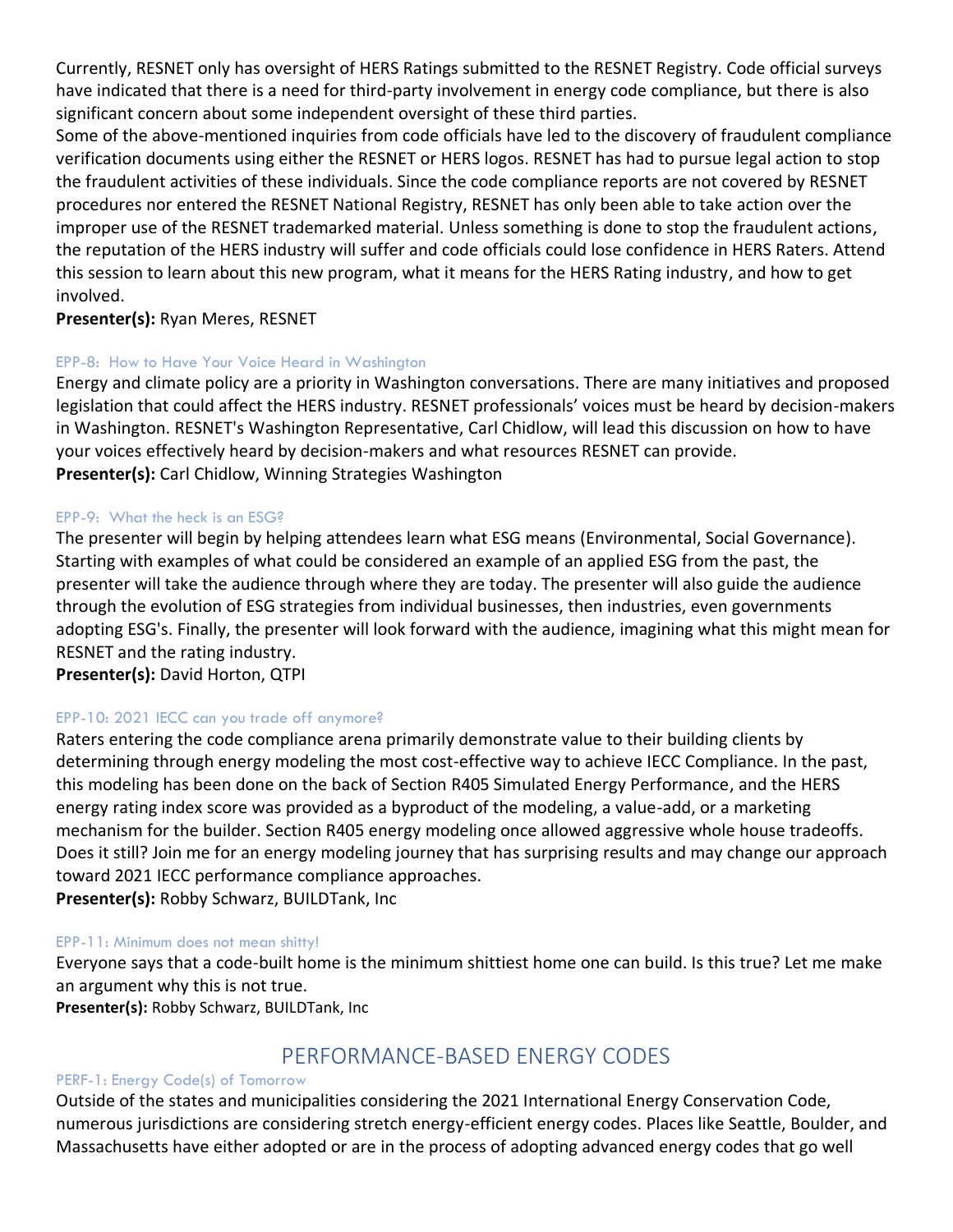Currently, RESNET only has oversight of HERS Ratings submitted to the RESNET Registry. Code official surveys have indicated that there is a need for third-party involvement in energy code compliance, but there is also significant concern about some independent oversight of these third parties.
Some of the above-mentioned inquiries from code officials have led to the discovery of fraudulent compliance verification documents using either the RESNET or HERS logos. RESNET has had to pursue legal action to stop the fraudulent activities of these individuals. Since the code compliance reports are not covered by RESNET procedures nor entered the RESNET National Registry, RESNET has only been able to take action over the improper use of the RESNET trademarked material. Unless something is done to stop the fraudulent actions, the reputation of the HERS industry will suffer and code officials could lose confidence in HERS Raters. Attend this session to learn about this new program, what it means for the HERS Rating industry, and how to get involved.
**Presenter(s):** Ryan Meres, RESNET

### EPP-8: How to Have Your Voice Heard in Washington

Energy and climate policy are a priority in Washington conversations. There are many initiatives and proposed legislation that could affect the HERS industry. RESNET professionals' voices must be heard by decision-makers in Washington. RESNET's Washington Representative, Carl Chidlow, will lead this discussion on how to have your voices effectively heard by decision-makers and what resources RESNET can provide.
**Presenter(s):** Carl Chidlow, Winning Strategies Washington

### EPP-9: What the heck is an ESG?

The presenter will begin by helping attendees learn what ESG means (Environmental, Social Governance). Starting with examples of what could be considered an example of an applied ESG from the past, the presenter will take the audience through where they are today. The presenter will also guide the audience through the evolution of ESG strategies from individual businesses, then industries, even governments adopting ESG's. Finally, the presenter will look forward with the audience, imagining what this might mean for RESNET and the rating industry.
**Presenter(s):** David Horton, QTPI

### EPP-10: 2021 IECC can you trade off anymore?

Raters entering the code compliance arena primarily demonstrate value to their building clients by determining through energy modeling the most cost-effective way to achieve IECC Compliance. In the past, this modeling has been done on the back of Section R405 Simulated Energy Performance, and the HERS energy rating index score was provided as a byproduct of the modeling, a value-add, or a marketing mechanism for the builder. Section R405 energy modeling once allowed aggressive whole house tradeoffs. Does it still? Join me for an energy modeling journey that has surprising results and may change our approach toward 2021 IECC performance compliance approaches.
**Presenter(s):** Robby Schwarz, BUILDTank, Inc

### EPP-11: Minimum does not mean shitty!

Everyone says that a code-built home is the minimum shittiest home one can build. Is this true? Let me make an argument why this is not true.
**Presenter(s):** Robby Schwarz, BUILDTank, Inc

## PERFORMANCE-BASED ENERGY CODES

### PERF-1: Energy Code(s) of Tomorrow

Outside of the states and municipalities considering the 2021 International Energy Conservation Code, numerous jurisdictions are considering stretch energy-efficient energy codes. Places like Seattle, Boulder, and Massachusetts have either adopted or are in the process of adopting advanced energy codes that go well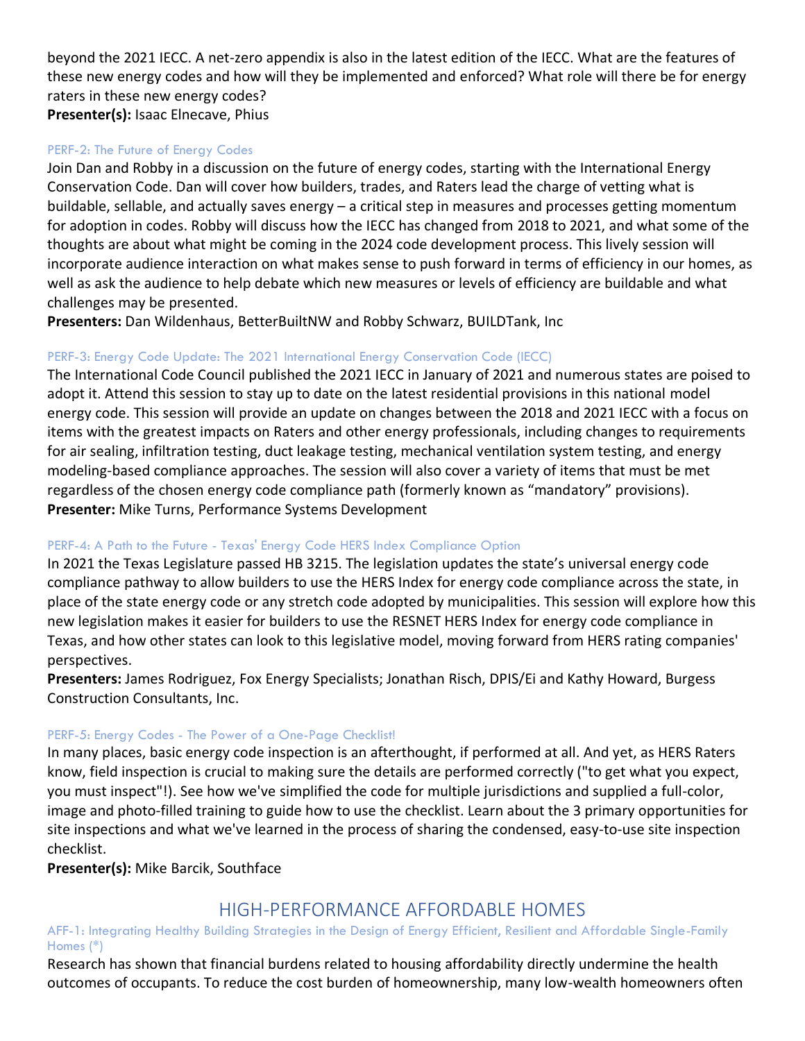beyond the 2021 IECC. A net-zero appendix is also in the latest edition of the IECC. What are the features of these new energy codes and how will they be implemented and enforced? What role will there be for energy raters in these new energy codes?
**Presenter(s):** Isaac Elnecave, Phius

### PERF-2: The Future of Energy Codes

Join Dan and Robby in a discussion on the future of energy codes, starting with the International Energy Conservation Code. Dan will cover how builders, trades, and Raters lead the charge of vetting what is buildable, sellable, and actually saves energy – a critical step in measures and processes getting momentum for adoption in codes. Robby will discuss how the IECC has changed from 2018 to 2021, and what some of the thoughts are about what might be coming in the 2024 code development process. This lively session will incorporate audience interaction on what makes sense to push forward in terms of efficiency in our homes, as well as ask the audience to help debate which new measures or levels of efficiency are buildable and what challenges may be presented.
**Presenters:** Dan Wildenhaus, BetterBuiltNW and Robby Schwarz, BUILDTank, Inc

### PERF-3: Energy Code Update: The 2021 International Energy Conservation Code (IECC)

The International Code Council published the 2021 IECC in January of 2021 and numerous states are poised to adopt it. Attend this session to stay up to date on the latest residential provisions in this national model energy code. This session will provide an update on changes between the 2018 and 2021 IECC with a focus on items with the greatest impacts on Raters and other energy professionals, including changes to requirements for air sealing, infiltration testing, duct leakage testing, mechanical ventilation system testing, and energy modeling-based compliance approaches. The session will also cover a variety of items that must be met regardless of the chosen energy code compliance path (formerly known as "mandatory" provisions).
**Presenter:** Mike Turns, Performance Systems Development

### PERF-4: A Path to the Future - Texas' Energy Code HERS Index Compliance Option

In 2021 the Texas Legislature passed HB 3215. The legislation updates the state's universal energy code compliance pathway to allow builders to use the HERS Index for energy code compliance across the state, in place of the state energy code or any stretch code adopted by municipalities. This session will explore how this new legislation makes it easier for builders to use the RESNET HERS Index for energy code compliance in Texas, and how other states can look to this legislative model, moving forward from HERS rating companies' perspectives.
**Presenters:** James Rodriguez, Fox Energy Specialists; Jonathan Risch, DPIS/Ei and Kathy Howard, Burgess Construction Consultants, Inc.

### PERF-5: Energy Codes - The Power of a One-Page Checklist!

In many places, basic energy code inspection is an afterthought, if performed at all. And yet, as HERS Raters know, field inspection is crucial to making sure the details are performed correctly ("to get what you expect, you must inspect"!). See how we've simplified the code for multiple jurisdictions and supplied a full-color, image and photo-filled training to guide how to use the checklist. Learn about the 3 primary opportunities for site inspections and what we've learned in the process of sharing the condensed, easy-to-use site inspection checklist.
**Presenter(s):** Mike Barcik, Southface

## HIGH-PERFORMANCE AFFORDABLE HOMES

### AFF-1: Integrating Healthy Building Strategies in the Design of Energy Efficient, Resilient and Affordable Single-Family Homes (*)

Research has shown that financial burdens related to housing affordability directly undermine the health outcomes of occupants. To reduce the cost burden of homeownership, many low-wealth homeowners often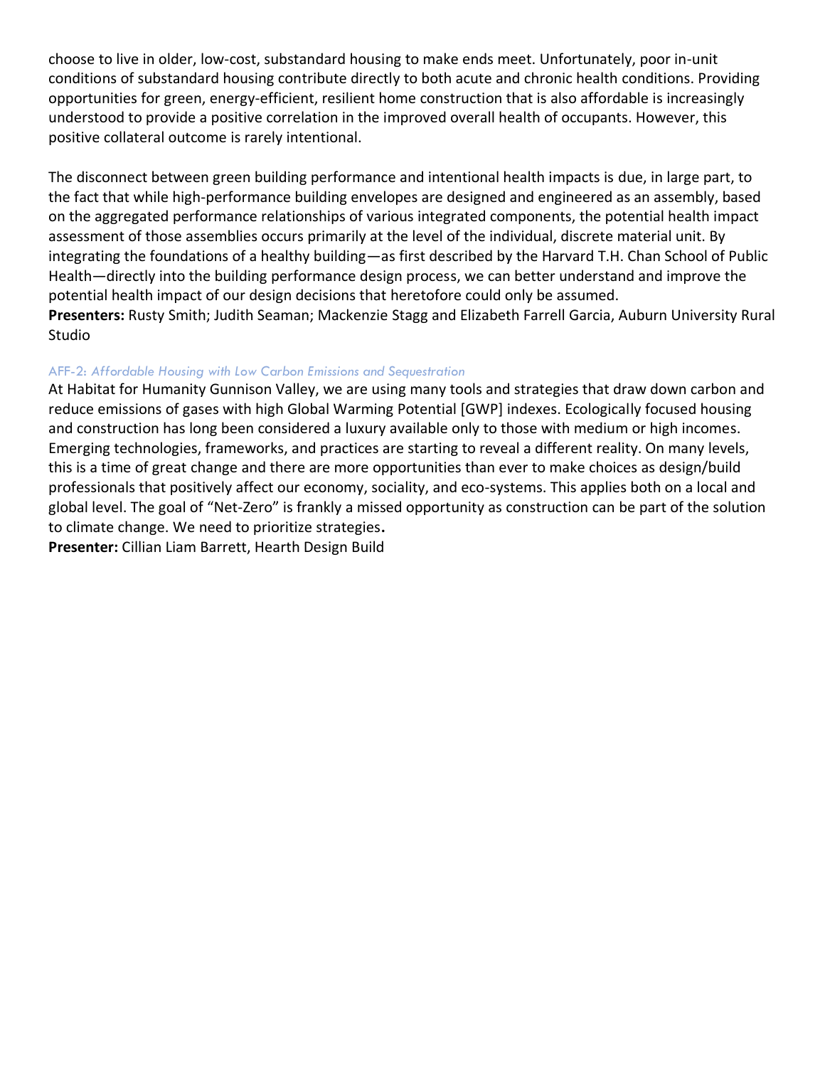choose to live in older, low-cost, substandard housing to make ends meet. Unfortunately, poor in-unit conditions of substandard housing contribute directly to both acute and chronic health conditions. Providing opportunities for green, energy-efficient, resilient home construction that is also affordable is increasingly understood to provide a positive correlation in the improved overall health of occupants. However, this positive collateral outcome is rarely intentional.

The disconnect between green building performance and intentional health impacts is due, in large part, to the fact that while high-performance building envelopes are designed and engineered as an assembly, based on the aggregated performance relationships of various integrated components, the potential health impact assessment of those assemblies occurs primarily at the level of the individual, discrete material unit. By integrating the foundations of a healthy building—as first described by the Harvard T.H. Chan School of Public Health—directly into the building performance design process, we can better understand and improve the potential health impact of our design decisions that heretofore could only be assumed.

**Presenters:** Rusty Smith; Judith Seaman; Mackenzie Stagg and Elizabeth Farrell Garcia, Auburn University Rural Studio

### AFF-2: *Affordable Housing with Low Carbon Emissions and Sequestration*

At Habitat for Humanity Gunnison Valley, we are using many tools and strategies that draw down carbon and reduce emissions of gases with high Global Warming Potential [GWP] indexes. Ecologically focused housing and construction has long been considered a luxury available only to those with medium or high incomes. Emerging technologies, frameworks, and practices are starting to reveal a different reality. On many levels, this is a time of great change and there are more opportunities than ever to make choices as design/build professionals that positively affect our economy, sociality, and eco-systems. This applies both on a local and global level. The goal of "Net-Zero" is frankly a missed opportunity as construction can be part of the solution to climate change. We need to prioritize strategies.

**Presenter:** Cillian Liam Barrett, Hearth Design Build